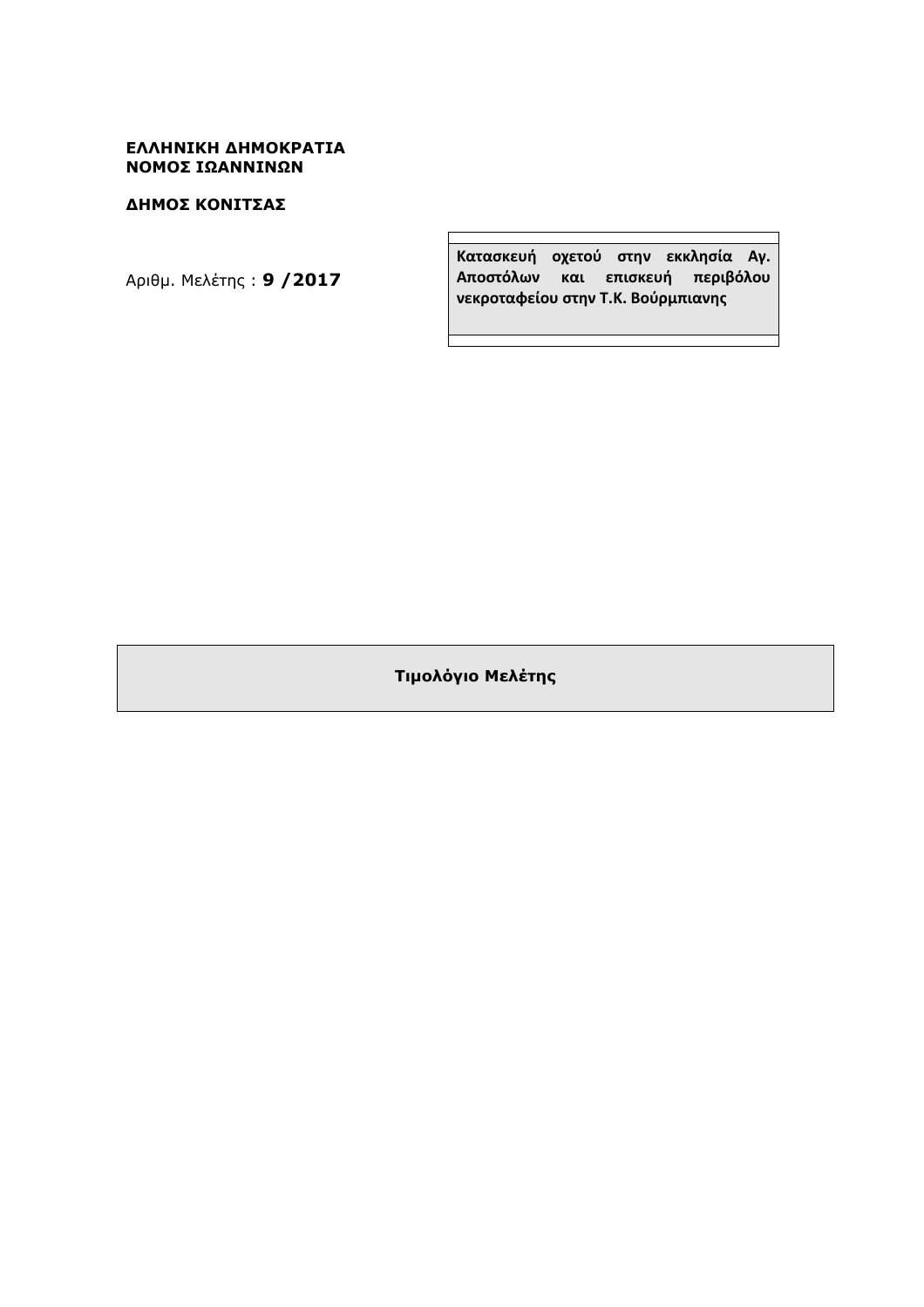**ΕΛΛΗΝΙΚΗ ΔΗΜΟΚΡΑΤΙΑ**
**ΝΟΜΟΣ ΙΩΑΝΝΙΝΩΝ**

**ΔΗΜΟΣ ΚΟΝΙΤΣΑΣ**

Αριθμ. Μελέτης : **9 /2017**

**Κατασκευή οχετού στην εκκλησία Αγ. Αποστόλων και επισκευή περιβόλου νεκροταφείου στην Τ.Κ. Βούρμπιανης**

# Τιμολόγιο Μελέτης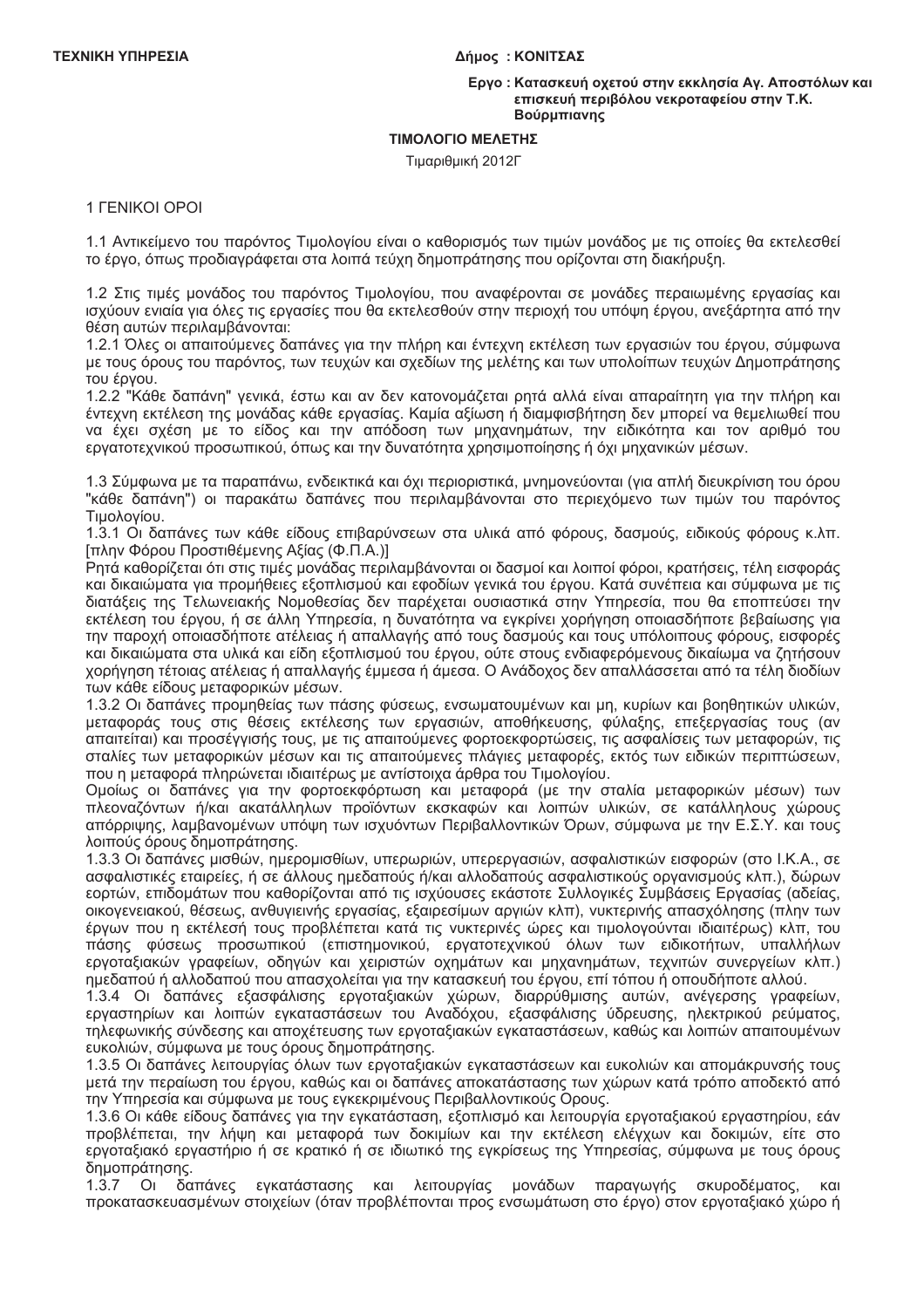**ΤΕΧΝΙΚΗ ΥΠΗΡΕΣΙΑ** **Δήμος : ΚΟΝΙΤΣΑΣ**

**Εργο : Κατασκευή οχετού στην εκκλησία Αγ. Αποστόλων και επισκευή περιβόλου νεκροταφείου στην Τ.Κ. Βούρμπιανης**

**ΤΙΜΟΛΟΓΙΟ ΜΕΛΕΤΗΣ**

Τιμαριθμική 2012Γ

1 ΓΕΝΙΚΟΙ ΟΡΟΙ

1.1 Αντικείμενο του παρόντος Τιμολογίου είναι ο καθορισμός των τιμών μονάδος με τις οποίες θα εκτελεσθεί το έργο, όπως προδιαγράφεται στα λοιπά τεύχη δημοπράτησης που ορίζονται στη διακήρυξη.

1.2 Στις τιμές μονάδος του παρόντος Τιμολογίου, που αναφέρονται σε μονάδες περαιωμένης εργασίας και ισχύουν ενιαία για όλες τις εργασίες που θα εκτελεσθούν στην περιοχή του υπόψη έργου, ανεξάρτητα από την θέση αυτών περιλαμβάνονται:
1.2.1 Όλες οι απαιτούμενες δαπάνες για την πλήρη και έντεχνη εκτέλεση των εργασιών του έργου, σύμφωνα με τους όρους του παρόντος, των τευχών και σχεδίων της μελέτης και των υπολοίπων τευχών Δημοπράτησης του έργου.
1.2.2 "Κάθε δαπάνη" γενικά, έστω και αν δεν κατονομάζεται ρητά αλλά είναι απαραίτητη για την πλήρη και έντεχνη εκτέλεση της μονάδας κάθε εργασίας. Καμία αξίωση ή διαμφισβήτηση δεν μπορεί να θεμελιωθεί που να έχει σχέση με το είδος και την απόδοση των μηχανημάτων, την ειδικότητα και τον αριθμό του εργατοτεχνικού προσωπικού, όπως και την δυνατότητα χρησιμοποίησης ή όχι μηχανικών μέσων.

1.3 Σύμφωνα με τα παραπάνω, ενδεικτικά και όχι περιοριστικά, μνημονεύονται (για απλή διευκρίνιση του όρου "κάθε δαπάνη") οι παρακάτω δαπάνες που περιλαμβάνονται στο περιεχόμενο των τιμών του παρόντος Τιμολογίου.
1.3.1 Οι δαπάνες των κάθε είδους επιβαρύνσεων στα υλικά από φόρους, δασμούς, ειδικούς φόρους κ.λπ. [πλην Φόρου Προστιθέμενης Αξίας (Φ.Π.Α.)]
Ρητά καθορίζεται ότι στις τιμές μονάδας περιλαμβάνονται οι δασμοί και λοιποί φόροι, κρατήσεις, τέλη εισφοράς και δικαιώματα για προμήθειες εξοπλισμού και εφοδίων γενικά του έργου. Κατά συνέπεια και σύμφωνα με τις διατάξεις της Τελωνειακής Νομοθεσίας δεν παρέχεται ουσιαστικά στην Υπηρεσία, που θα εποπτεύσει την εκτέλεση του έργου, ή σε άλλη Υπηρεσία, η δυνατότητα να εγκρίνει χορήγηση οποιασδήποτε βεβαίωσης για την παροχή οποιασδήποτε ατέλειας ή απαλλαγής από τους δασμούς και τους υπόλοιπους φόρους, εισφορές και δικαιώματα στα υλικά και είδη εξοπλισμού του έργου, ούτε στους ενδιαφερόμενους δικαίωμα να ζητήσουν χορήγηση τέτοιας ατέλειας ή απαλλαγής έμμεσα ή άμεσα. Ο Ανάδοχος δεν απαλλάσσεται από τα τέλη διοδίων των κάθε είδους μεταφορικών μέσων.
1.3.2 Οι δαπάνες προμηθείας των πάσης φύσεως, ενσωματουμένων και μη, κυρίων και βοηθητικών υλικών, μεταφοράς τους στις θέσεις εκτέλεσης των εργασιών, αποθήκευσης, φύλαξης, επεξεργασίας τους (αν απαιτείται) και προσέγγισής τους, με τις απαιτούμενες φορτοεκφορτώσεις, τις ασφαλίσεις των μεταφορών, τις σταλίες των μεταφορικών μέσων και τις απαιτούμενες πλάγιες μεταφορές, εκτός των ειδικών περιπτώσεων, που η μεταφορά πληρώνεται ιδιαιτέρως με αντίστοιχα άρθρα του Τιμολογίου.
Ομοίως οι δαπάνες για την φορτοεκφόρτωση και μεταφορά (με την σταλία μεταφορικών μέσων) των πλεοναζόντων ή/και ακατάλληλων προϊόντων εκσκαφών και λοιπών υλικών, σε κατάλληλους χώρους απόρριψης, λαμβανομένων υπόψη των ισχυόντων Περιβαλλοντικών Όρων, σύμφωνα με την Ε.Σ.Υ. και τους λοιπούς όρους δημοπράτησης.
1.3.3 Οι δαπάνες μισθών, ημερομισθίων, υπερωριών, υπερεργασιών, ασφαλιστικών εισφορών (στο Ι.Κ.Α., σε ασφαλιστικές εταιρείες, ή σε άλλους ημεδαπούς ή/και αλλοδαπούς ασφαλιστικούς οργανισμούς κλπ.), δώρων εορτών, επιδομάτων που καθορίζονται από τις ισχύουσες εκάστοτε Συλλογικές Συμβάσεις Εργασίας (αδείας, οικογενειακού, θέσεως, ανθυγιεινής εργασίας, εξαιρεσίμων αργιών κλπ), νυκτερινής απασχόλησης (πλην των έργων που η εκτέλεσή τους προβλέπεται κατά τις νυκτερινές ώρες και τιμολογούνται ιδιαιτέρως) κλπ, του πάσης φύσεως προσωπικού (επιστημονικού, εργατοτεχνικού όλων των ειδικοτήτων, υπαλλήλων εργοταξιακών γραφείων, οδηγών και χειριστών οχημάτων και μηχανημάτων, τεχνιτών συνεργείων κλπ.) ημεδαπού ή αλλοδαπού που απασχολείται για την κατασκευή του έργου, επί τόπου ή οπουδήποτε αλλού.
1.3.4 Οι δαπάνες εξασφάλισης εργοταξιακών χώρων, διαρρύθμισης αυτών, ανέγερσης γραφείων, εργαστηρίων και λοιπών εγκαταστάσεων του Αναδόχου, εξασφάλισης ύδρευσης, ηλεκτρικού ρεύματος, τηλεφωνικής σύνδεσης και αποχέτευσης των εργοταξιακών εγκαταστάσεων, καθώς και λοιπών απαιτουμένων ευκολιών, σύμφωνα με τους όρους δημοπράτησης.
1.3.5 Οι δαπάνες λειτουργίας όλων των εργοταξιακών εγκαταστάσεων και ευκολιών και απομάκρυνσής τους μετά την περαίωση του έργου, καθώς και οι δαπάνες αποκατάστασης των χώρων κατά τρόπο αποδεκτό από την Υπηρεσία και σύμφωνα με τους εγκεκριμένους Περιβαλλοντικούς Ορους.
1.3.6 Οι κάθε είδους δαπάνες για την εγκατάσταση, εξοπλισμό και λειτουργία εργοταξιακού εργαστηρίου, εάν προβλέπεται, την λήψη και μεταφορά των δοκιμίων και την εκτέλεση ελέγχων και δοκιμών, είτε στο εργοταξιακό εργαστήριο ή σε κρατικό ή σε ιδιωτικό της εγκρίσεως της Υπηρεσίας, σύμφωνα με τους όρους δημοπράτησης.
1.3.7 Οι δαπάνες εγκατάστασης και λειτουργίας μονάδων παραγωγής σκυροδέματος, και προκατασκευασμένων στοιχείων (όταν προβλέπονται προς ενσωμάτωση στο έργο) στον εργοταξιακό χώρο ή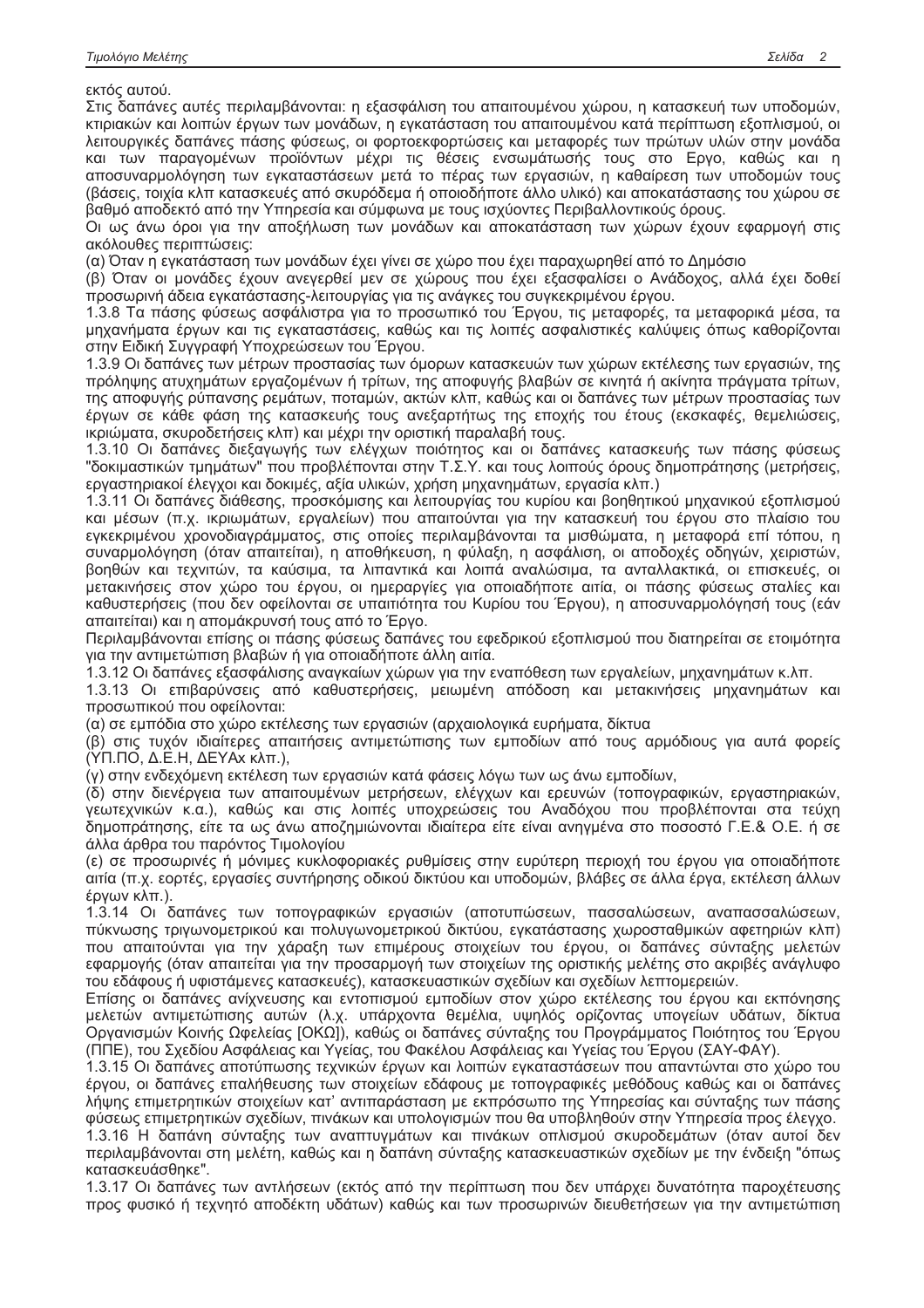εκτός αυτού.

Στις δαπάνες αυτές περιλαμβάνονται: η εξασφάλιση του απαιτουμένου χώρου, η κατασκευή των υποδομών, κτιριακών και λοιπών έργων των μονάδων, η εγκατάσταση του απαιτουμένου κατά περίπτωση εξοπλισμού, οι λειτουργικές δαπάνες πάσης φύσεως, οι φορτοεκφορτώσεις και μεταφορές των πρώτων υλών στην μονάδα και των παραγομένων προϊόντων μέχρι τις θέσεις ενσωμάτωσής τους στο Εργο, καθώς και η αποσυναρμολόγηση των εγκαταστάσεων μετά το πέρας των εργασιών, η καθαίρεση των υποδομών τους (βάσεις, τοιχία κλπ κατασκευές από σκυρόδεμα ή οποιοδήποτε άλλο υλικό) και αποκατάστασης του χώρου σε βαθμό αποδεκτό από την Υπηρεσία και σύμφωνα με τους ισχύοντες Περιβαλλοντικούς όρους.

Οι ως άνω όροι για την αποξήλωση των μονάδων και αποκατάσταση των χώρων έχουν εφαρμογή στις ακόλουθες περιπτώσεις:

(α) Όταν η εγκατάσταση των μονάδων έχει γίνει σε χώρο που έχει παραχωρηθεί από το Δημόσιο

(β) Όταν οι μονάδες έχουν ανεγερθεί μεν σε χώρους που έχει εξασφαλίσει ο Ανάδοχος, αλλά έχει δοθεί προσωρινή άδεια εγκατάστασης-λειτουργίας για τις ανάγκες του συγκεκριμένου έργου.

1.3.8 Τα πάσης φύσεως ασφάλιστρα για το προσωπικό του Έργου, τις μεταφορές, τα μεταφορικά μέσα, τα μηχανήματα έργων και τις εγκαταστάσεις, καθώς και τις λοιπές ασφαλιστικές καλύψεις όπως καθορίζονται στην Ειδική Συγγραφή Υποχρεώσεων του Έργου.

1.3.9 Οι δαπάνες των μέτρων προστασίας των όμορων κατασκευών των χώρων εκτέλεσης των εργασιών, της πρόληψης ατυχημάτων εργαζομένων ή τρίτων, της αποφυγής βλαβών σε κινητά ή ακίνητα πράγματα τρίτων, της αποφυγής ρύπανσης ρεμάτων, ποταμών, ακτών κλπ, καθώς και οι δαπάνες των μέτρων προστασίας των έργων σε κάθε φάση της κατασκευής τους ανεξαρτήτως της εποχής του έτους (εκσκαφές, θεμελιώσεις, ικριώματα, σκυροδετήσεις κλπ) και μέχρι την οριστική παραλαβή τους.

1.3.10 Οι δαπάνες διεξαγωγής των ελέγχων ποιότητος και οι δαπάνες κατασκευής των πάσης φύσεως "δοκιμαστικών τμημάτων" που προβλέπονται στην Τ.Σ.Υ. και τους λοιπούς όρους δημοπράτησης (μετρήσεις, εργαστηριακοί έλεγχοι και δοκιμές, αξία υλικών, χρήση μηχανημάτων, εργασία κλπ.)

1.3.11 Οι δαπάνες διάθεσης, προσκόμισης και λειτουργίας του κυρίου και βοηθητικού μηχανικού εξοπλισμού και μέσων (π.χ. ικριωμάτων, εργαλείων) που απαιτούνται για την κατασκευή του έργου στο πλαίσιο του εγκεκριμένου χρονοδιαγράμματος, στις οποίες περιλαμβάνονται τα μισθώματα, η μεταφορά επί τόπου, η συναρμολόγηση (όταν απαιτείται), η αποθήκευση, η φύλαξη, η ασφάλιση, οι αποδοχές οδηγών, χειριστών, βοηθών και τεχνιτών, τα καύσιμα, τα λιπαντικά και λοιπά αναλώσιμα, τα ανταλλακτικά, οι επισκευές, οι μετακινήσεις στον χώρο του έργου, οι ημεραργίες για οποιαδήποτε αιτία, οι πάσης φύσεως σταλίες και καθυστερήσεις (που δεν οφείλονται σε υπαιτιότητα του Κυρίου του Έργου), η αποσυναρμολόγησή τους (εάν απαιτείται) και η απομάκρυνσή τους από το Έργο.

Περιλαμβάνονται επίσης οι πάσης φύσεως δαπάνες του εφεδρικού εξοπλισμού που διατηρείται σε ετοιμότητα για την αντιμετώπιση βλαβών ή για οποιαδήποτε άλλη αιτία.

1.3.12 Οι δαπάνες εξασφάλισης αναγκαίων χώρων για την εναπόθεση των εργαλείων, μηχανημάτων κ.λπ.

1.3.13 Οι επιβαρύνσεις από καθυστερήσεις, μειωμένη απόδοση και μετακινήσεις μηχανημάτων και προσωπικού που οφείλονται:

(α) σε εμπόδια στο χώρο εκτέλεσης των εργασιών (αρχαιολογικά ευρήματα, δίκτυα

(β) στις τυχόν ιδιαίτερες απαιτήσεις αντιμετώπισης των εμποδίων από τους αρμόδιους για αυτά φορείς (ΥΠ.ΠΟ, Δ.Ε.Η, ΔΕΥΑχ κλπ.),

(γ) στην ενδεχόμενη εκτέλεση των εργασιών κατά φάσεις λόγω των ως άνω εμποδίων,

(δ) στην διενέργεια των απαιτουμένων μετρήσεων, ελέγχων και ερευνών (τοπογραφικών, εργαστηριακών, γεωτεχνικών κ.α.), καθώς και στις λοιπές υποχρεώσεις του Αναδόχου που προβλέπονται στα τεύχη δημοπράτησης, είτε τα ως άνω αποζημιώνονται ιδιαίτερα είτε είναι ανηγμένα στο ποσοστό Γ.Ε.& Ο.Ε. ή σε άλλα άρθρα του παρόντος Τιμολογίου

(ε) σε προσωρινές ή μόνιμες κυκλοφοριακές ρυθμίσεις στην ευρύτερη περιοχή του έργου για οποιαδήποτε αιτία (π.χ. εορτές, εργασίες συντήρησης οδικού δικτύου και υποδομών, βλάβες σε άλλα έργα, εκτέλεση άλλων έργων κλπ.).

1.3.14 Οι δαπάνες των τοπογραφικών εργασιών (αποτυπώσεων, πασσαλώσεων, αναπασσαλώσεων, πύκνωσης τριγωνομετρικού και πολυγωνομετρικού δικτύου, εγκατάστασης χωροσταθμικών αφετηριών κλπ) που απαιτούνται για την χάραξη των επιμέρους στοιχείων του έργου, οι δαπάνες σύνταξης μελετών εφαρμογής (όταν απαιτείται για την προσαρμογή των στοιχείων της οριστικής μελέτης στο ακριβές ανάγλυφο του εδάφους ή υφιστάμενες κατασκευές), κατασκευαστικών σχεδίων και σχεδίων λεπτομερειών.

Επίσης οι δαπάνες ανίχνευσης και εντοπισμού εμποδίων στον χώρο εκτέλεσης του έργου και εκπόνησης μελετών αντιμετώπισης αυτών (λ.χ. υπάρχοντα θεμέλια, υψηλός ορίζοντας υπογείων υδάτων, δίκτυα Οργανισμών Κοινής Ωφελείας [ΟΚΩ]), καθώς οι δαπάνες σύνταξης του Προγράμματος Ποιότητος του Έργου (ΠΠΕ), του Σχεδίου Ασφάλειας και Υγείας, του Φακέλου Ασφάλειας και Υγείας του Έργου (ΣΑΥ-ΦΑΥ).

1.3.15 Οι δαπάνες αποτύπωσης τεχνικών έργων και λοιπών εγκαταστάσεων που απαντώνται στο χώρο του έργου, οι δαπάνες επαλήθευσης των στοιχείων εδάφους με τοπογραφικές μεθόδους καθώς και οι δαπάνες λήψης επιμετρητικών στοιχείων κατ' αντιπαράσταση με εκπρόσωπο της Υπηρεσίας και σύνταξης των πάσης φύσεως επιμετρητικών σχεδίων, πινάκων και υπολογισμών που θα υποβληθούν στην Υπηρεσία προς έλεγχο.

1.3.16 Η δαπάνη σύνταξης των αναπτυγμάτων και πινάκων οπλισμού σκυροδεμάτων (όταν αυτοί δεν περιλαμβάνονται στη μελέτη, καθώς και η δαπάνη σύνταξης κατασκευαστικών σχεδίων με την ένδειξη "όπως κατασκευάσθηκε".

1.3.17 Οι δαπάνες των αντλήσεων (εκτός από την περίπτωση που δεν υπάρχει δυνατότητα παροχέτευσης προς φυσικό ή τεχνητό αποδέκτη υδάτων) καθώς και των προσωρινών διευθετήσεων για την αντιμετώπιση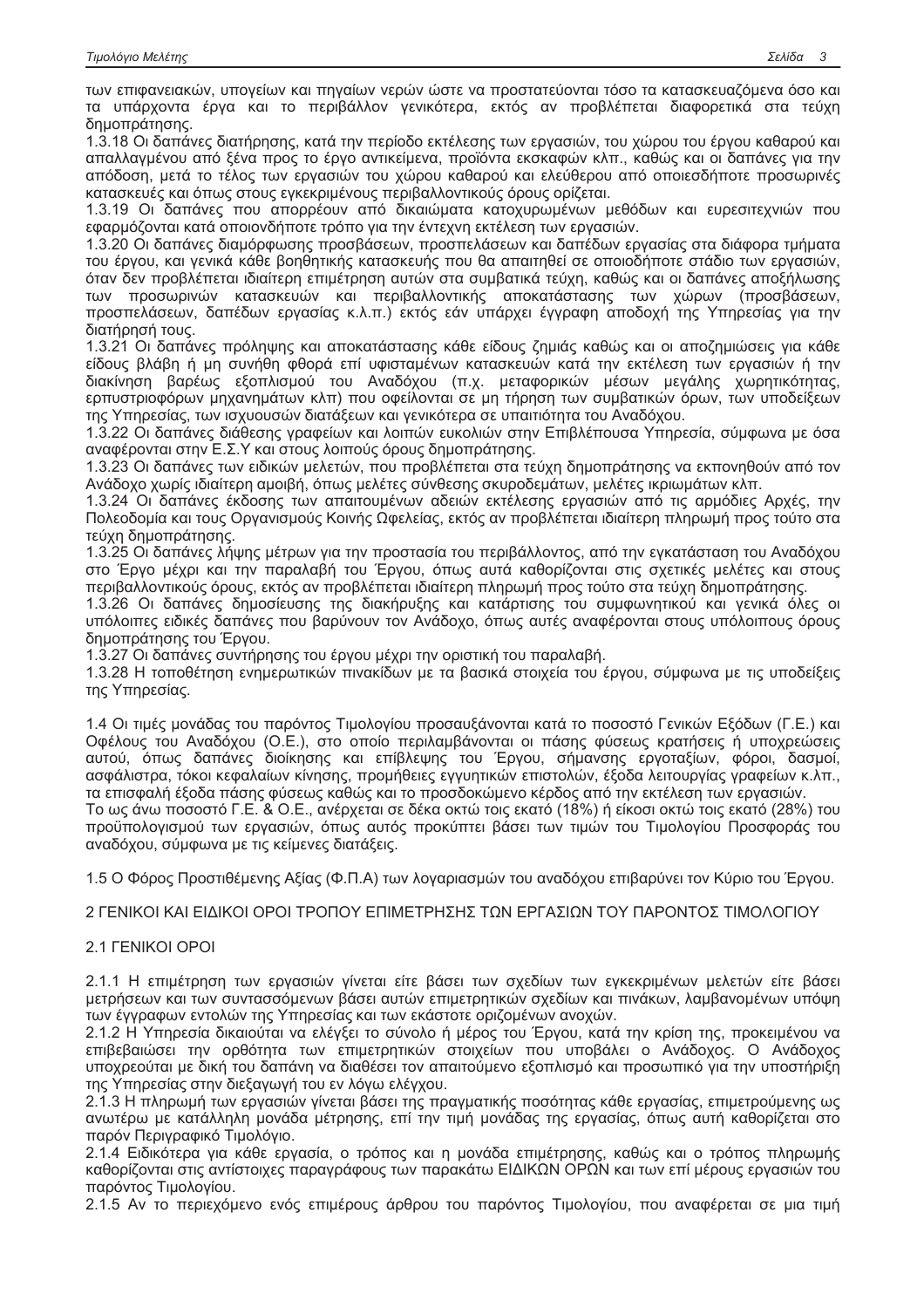των επιφανειακών, υπογείων και πηγαίων νερών ώστε να προστατεύονται τόσο τα κατασκευαζόμενα όσο και τα υπάρχοντα έργα και το περιβάλλον γενικότερα, εκτός αν προβλέπεται διαφορετικά στα τεύχη δημοπράτησης.

1.3.18 Οι δαπάνες διατήρησης, κατά την περίοδο εκτέλεσης των εργασιών, του χώρου του έργου καθαρού και απαλλαγμένου από ξένα προς το έργο αντικείμενα, προϊόντα εκσκαφών κλπ., καθώς και οι δαπάνες για την απόδοση, μετά το τέλος των εργασιών του χώρου καθαρού και ελεύθερου από οποιεσδήποτε προσωρινές κατασκευές και όπως στους εγκεκριμένους περιβαλλοντικούς όρους ορίζεται.

1.3.19 Οι δαπάνες που απορρέουν από δικαιώματα κατοχυρωμένων μεθόδων και ευρεσιτεχνιών που εφαρμόζονται κατά οποιονδήποτε τρόπο για την έντεχνη εκτέλεση των εργασιών.

1.3.20 Οι δαπάνες διαμόρφωσης προσβάσεων, προσπελάσεων και δαπέδων εργασίας στα διάφορα τμήματα του έργου, και γενικά κάθε βοηθητικής κατασκευής που θα απαιτηθεί σε οποιοδήποτε στάδιο των εργασιών, όταν δεν προβλέπεται ιδιαίτερη επιμέτρηση αυτών στα συμβατικά τεύχη, καθώς και οι δαπάνες αποξήλωσης των προσωρινών κατασκευών και περιβαλλοντικής αποκατάστασης των χώρων (προσβάσεων, προσπελάσεων, δαπέδων εργασίας κ.λ.π.) εκτός εάν υπάρχει έγγραφη αποδοχή της Υπηρεσίας για την διατήρησή τους.

1.3.21 Οι δαπάνες πρόληψης και αποκατάστασης κάθε είδους ζημιάς καθώς και οι αποζημιώσεις για κάθε είδους βλάβη ή μη συνήθη φθορά επί υφισταμένων κατασκευών κατά την εκτέλεση των εργασιών ή την διακίνηση βαρέως εξοπλισμού του Αναδόχου (π.χ. μεταφορικών μέσων μεγάλης χωρητικότητας, ερπυστριοφόρων μηχανημάτων κλπ) που οφείλονται σε μη τήρηση των συμβατικών όρων, των υποδείξεων της Υπηρεσίας, των ισχυουσών διατάξεων και γενικότερα σε υπαιτιότητα του Αναδόχου.

1.3.22 Οι δαπάνες διάθεσης γραφείων και λοιπών ευκολιών στην Επιβλέπουσα Υπηρεσία, σύμφωνα με όσα αναφέρονται στην Ε.Σ.Υ και στους λοιπούς όρους δημοπράτησης.

1.3.23 Οι δαπάνες των ειδικών μελετών, που προβλέπεται στα τεύχη δημοπράτησης να εκπονηθούν από τον Ανάδοχο χωρίς ιδιαίτερη αμοιβή, όπως μελέτες σύνθεσης σκυροδεμάτων, μελέτες ικριωμάτων κλπ.

1.3.24 Οι δαπάνες έκδοσης των απαιτουμένων αδειών εκτέλεσης εργασιών από τις αρμόδιες Αρχές, την Πολεοδομία και τους Οργανισμούς Κοινής Ωφελείας, εκτός αν προβλέπεται ιδιαίτερη πληρωμή προς τούτο στα τεύχη δημοπράτησης.

1.3.25 Οι δαπάνες λήψης μέτρων για την προστασία του περιβάλλοντος, από την εγκατάσταση του Αναδόχου στο Έργο μέχρι και την παραλαβή του Έργου, όπως αυτά καθορίζονται στις σχετικές μελέτες και στους περιβαλλοντικούς όρους, εκτός αν προβλέπεται ιδιαίτερη πληρωμή προς τούτο στα τεύχη δημοπράτησης.

1.3.26 Οι δαπάνες δημοσίευσης της διακήρυξης και κατάρτισης του συμφωνητικού και γενικά όλες οι υπόλοιπες ειδικές δαπάνες που βαρύνουν τον Ανάδοχο, όπως αυτές αναφέρονται στους υπόλοιπους όρους δημοπράτησης του Έργου.

1.3.27 Οι δαπάνες συντήρησης του έργου μέχρι την οριστική του παραλαβή.

1.3.28 Η τοποθέτηση ενημερωτικών πινακίδων με τα βασικά στοιχεία του έργου, σύμφωνα με τις υποδείξεις της Υπηρεσίας.

1.4 Οι τιμές μονάδας του παρόντος Τιμολογίου προσαυξάνονται κατά το ποσοστό Γενικών Εξόδων (Γ.Ε.) και Οφέλους του Αναδόχου (Ο.Ε.), στο οποίο περιλαμβάνονται οι πάσης φύσεως κρατήσεις ή υποχρεώσεις αυτού, όπως δαπάνες διοίκησης και επίβλεψης του Έργου, σήμανσης εργοταξίων, φόροι, δασμοί, ασφάλιστρα, τόκοι κεφαλαίων κίνησης, προμήθειες εγγυητικών επιστολών, έξοδα λειτουργίας γραφείων κ.λπ., τα επισφαλή έξοδα πάσης φύσεως καθώς και το προσδοκώμενο κέρδος από την εκτέλεση των εργασιών.
Το ως άνω ποσοστό Γ.Ε. & Ο.Ε., ανέρχεται σε δέκα οκτώ τοις εκατό (18%) ή είκοσι οκτώ τοις εκατό (28%) του προϋπολογισμού των εργασιών, όπως αυτός προκύπτει βάσει των τιμών του Τιμολογίου Προσφοράς του αναδόχου, σύμφωνα με τις κείμενες διατάξεις.

1.5 Ο Φόρος Προστιθέμενης Αξίας (Φ.Π.Α) των λογαριασμών του αναδόχου επιβαρύνει τον Κύριο του Έργου.

## 2 ΓΕΝΙΚΟΙ ΚΑΙ ΕΙΔΙΚΟΙ ΟΡΟΙ ΤΡΟΠΟΥ ΕΠΙΜΕΤΡΗΣΗΣ ΤΩΝ ΕΡΓΑΣΙΩΝ ΤΟΥ ΠΑΡΟΝΤΟΣ ΤΙΜΟΛΟΓΙΟΥ

### 2.1 ΓΕΝΙΚΟΙ ΟΡΟΙ

2.1.1 Η επιμέτρηση των εργασιών γίνεται είτε βάσει των σχεδίων των εγκεκριμένων μελετών είτε βάσει μετρήσεων και των συντασσόμενων βάσει αυτών επιμετρητικών σχεδίων και πινάκων, λαμβανομένων υπόψη των έγγραφων εντολών της Υπηρεσίας και των εκάστοτε οριζομένων ανοχών.

2.1.2 Η Υπηρεσία δικαιούται να ελέγξει το σύνολο ή μέρος του Έργου, κατά την κρίση της, προκειμένου να επιβεβαιώσει την ορθότητα των επιμετρητικών στοιχείων που υποβάλει ο Ανάδοχος. Ο Ανάδοχος υποχρεούται με δική του δαπάνη να διαθέσει τον απαιτούμενο εξοπλισμό και προσωπικό για την υποστήριξη της Υπηρεσίας στην διεξαγωγή του εν λόγω ελέγχου.

2.1.3 Η πληρωμή των εργασιών γίνεται βάσει της πραγματικής ποσότητας κάθε εργασίας, επιμετρούμενης ως ανωτέρω με κατάλληλη μονάδα μέτρησης, επί την τιμή μονάδας της εργασίας, όπως αυτή καθορίζεται στο παρόν Περιγραφικό Τιμολόγιο.

2.1.4 Ειδικότερα για κάθε εργασία, ο τρόπος και η μονάδα επιμέτρησης, καθώς και ο τρόπος πληρωμής καθορίζονται στις αντίστοιχες παραγράφους των παρακάτω ΕΙΔΙΚΩΝ ΟΡΩΝ και των επί μέρους εργασιών του παρόντος Τιμολογίου.

2.1.5 Αν το περιεχόμενο ενός επιμέρους άρθρου του παρόντος Τιμολογίου, που αναφέρεται σε μια τιμή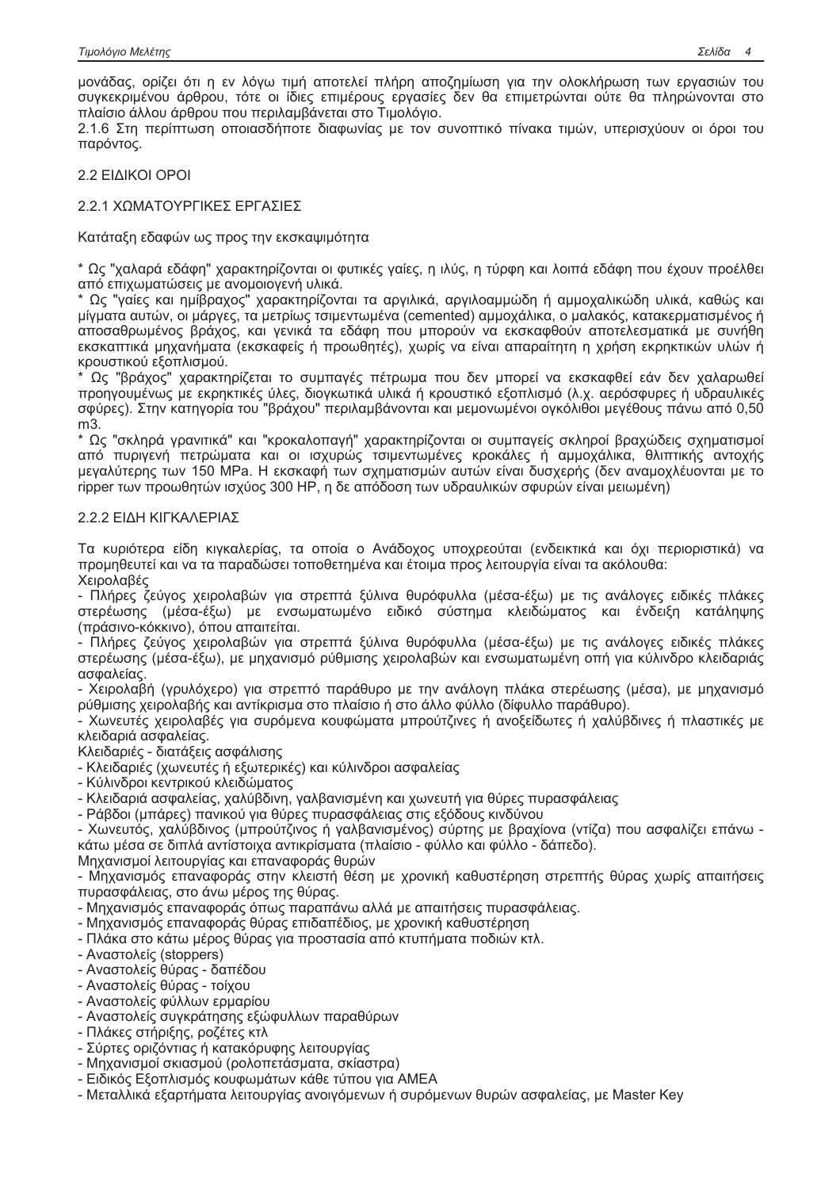μονάδας, ορίζει ότι η εν λόγω τιμή αποτελεί πλήρη αποζημίωση για την ολοκλήρωση των εργασιών του συγκεκριμένου άρθρου, τότε οι ίδιες επιμέρους εργασίες δεν θα επιμετρώνται ούτε θα πληρώνονται στο πλαίσιο άλλου άρθρου που περιλαμβάνεται στο Τιμολόγιο.

2.1.6 Στη περίπτωση οποιασδήποτε διαφωνίας με τον συνοπτικό πίνακα τιμών, υπερισχύουν οι όροι του παρόντος.

## 2.2 ΕΙΔΙΚΟΙ ΟΡΟΙ

### 2.2.1 ΧΩΜΑΤΟΥΡΓΙΚΕΣ ΕΡΓΑΣΙΕΣ

Κατάταξη εδαφών ως προς την εκσκαψιμότητα

* Ως "χαλαρά εδάφη" χαρακτηρίζονται οι φυτικές γαίες, η ιλύς, η τύρφη και λοιπά εδάφη που έχουν προέλθει από επιχωματώσεις με ανομοιογενή υλικά.
* Ως "γαίες και ημίβραχος" χαρακτηρίζονται τα αργιλικά, αργιλοαμμώδη ή αμμοχαλικώδη υλικά, καθώς και μίγματα αυτών, οι μάργες, τα μετρίως τσιμεντωμένα (cemented) αμμοχάλικα, ο μαλακός, κατακερματισμένος ή αποσαθρωμένος βράχος, και γενικά τα εδάφη που μπορούν να εκσκαφθούν αποτελεσματικά με συνήθη εκσκαπτικά μηχανήματα (εκσκαφείς ή προωθητές), χωρίς να είναι απαραίτητη η χρήση εκρηκτικών υλών ή κρουστικού εξοπλισμού.
* Ως "βράχος" χαρακτηρίζεται το συμπαγές πέτρωμα που δεν μπορεί να εκσκαφθεί εάν δεν χαλαρωθεί προηγουμένως με εκρηκτικές ύλες, διογκωτικά υλικά ή κρουστικό εξοπλισμό (λ.χ. αερόσφυρες ή υδραυλικές σφύρες). Στην κατηγορία του "βράχου" περιλαμβάνονται και μεμονωμένοι ογκόλιθοι μεγέθους πάνω από 0,50 m3.
* Ως "σκληρά γρανιτικά" και "κροκαλοπαγή" χαρακτηρίζονται οι συμπαγείς σκληροί βραχώδεις σχηματισμοί από πυριγενή πετρώματα και οι ισχυρώς τσιμεντωμένες κροκάλες ή αμμοχάλικα, θλιπτικής αντοχής μεγαλύτερης των 150 MPa. Η εκσκαφή των σχηματισμών αυτών είναι δυσχερής (δεν αναμοχλεύονται με το ripper των προωθητών ισχύος 300 HP, η δε απόδοση των υδραυλικών σφυρών είναι μειωμένη)

### 2.2.2 ΕΙΔΗ ΚΙΓΚΑΛΕΡΙΑΣ

Τα κυριότερα είδη κιγκαλερίας, τα οποία ο Ανάδοχος υποχρεούται (ενδεικτικά και όχι περιοριστικά) να προμηθευτεί και να τα παραδώσει τοποθετημένα και έτοιμα προς λειτουργία είναι τα ακόλουθα:

Χειρολαβές

- Πλήρες ζεύγος χειρολαβών για στρεπτά ξύλινα θυρόφυλλα (μέσα-έξω) με τις ανάλογες ειδικές πλάκες στερέωσης (μέσα-έξω) με ενσωματωμένο ειδικό σύστημα κλειδώματος και ένδειξη κατάληψης (πράσινο-κόκκινο), όπου απαιτείται.
- Πλήρες ζεύγος χειρολαβών για στρεπτά ξύλινα θυρόφυλλα (μέσα-έξω) με τις ανάλογες ειδικές πλάκες στερέωσης (μέσα-έξω), με μηχανισμό ρύθμισης χειρολαβών και ενσωματωμένη οπή για κύλινδρο κλειδαριάς ασφαλείας.
- Χειρολαβή (γρυλόχερο) για στρεπτό παράθυρο με την ανάλογη πλάκα στερέωσης (μέσα), με μηχανισμό ρύθμισης χειρολαβής και αντίκρισμα στο πλαίσιο ή στο άλλο φύλλο (δίφυλλο παράθυρο).
- Χωνευτές χειρολαβές για συρόμενα κουφώματα μπρούτζινες ή ανοξείδωτες ή χαλύβδινες ή πλαστικές με κλειδαριά ασφαλείας.

Κλειδαριές - διατάξεις ασφάλισης

- Κλειδαριές (χωνευτές ή εξωτερικές) και κύλινδροι ασφαλείας
- Κύλινδροι κεντρικού κλειδώματος
- Κλειδαριά ασφαλείας, χαλύβδινη, γαλβανισμένη και χωνευτή για θύρες πυρασφάλειας
- Ράβδοι (μπάρες) πανικού για θύρες πυρασφάλειας στις εξόδους κινδύνου
- Χωνευτός, χαλύβδινος (μπρούτζινος ή γαλβανισμένος) σύρτης με βραχίονα (ντίζα) που ασφαλίζει επάνω - κάτω μέσα σε διπλά αντίστοιχα αντικρίσματα (πλαίσιο - φύλλο και φύλλο - δάπεδο).

Μηχανισμοί λειτουργίας και επαναφοράς θυρών

- Μηχανισμός επαναφοράς στην κλειστή θέση με χρονική καθυστέρηση στρεπτής θύρας χωρίς απαιτήσεις πυρασφάλειας, στο άνω μέρος της θύρας.
- Μηχανισμός επαναφοράς όπως παραπάνω αλλά με απαιτήσεις πυρασφάλειας.
- Μηχανισμός επαναφοράς θύρας επιδαπέδιος, με χρονική καθυστέρηση
- Πλάκα στο κάτω μέρος θύρας για προστασία από κτυπήματα ποδιών κτλ.
- Αναστολείς (stoppers)
- Αναστολείς θύρας - δαπέδου
- Αναστολείς θύρας - τοίχου
- Αναστολείς φύλλων ερμαρίου
- Αναστολείς συγκράτησης εξώφυλλων παραθύρων
- Πλάκες στήριξης, ροζέτες κτλ
- Σύρτες οριζόντιας ή κατακόρυφης λειτουργίας
- Μηχανισμοί σκιασμού (ρολοπετάσματα, σκίαστρα)
- Ειδικός Εξοπλισμός κουφωμάτων κάθε τύπου για ΑΜΕΑ
- Μεταλλικά εξαρτήματα λειτουργίας ανοιγόμενων ή συρόμενων θυρών ασφαλείας, με Master Key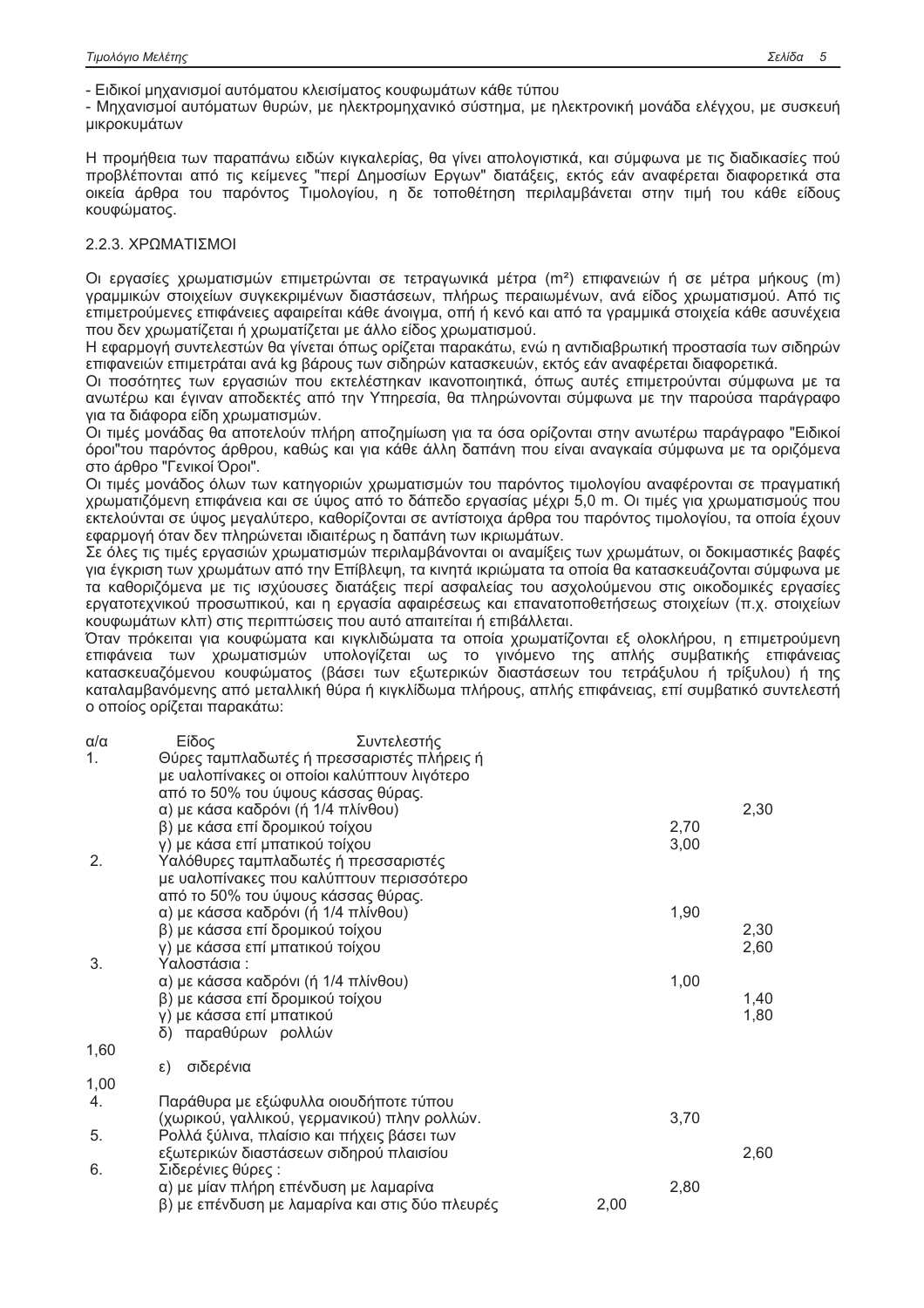- Ειδικοί μηχανισμοί αυτόματου κλεισίματος κουφωμάτων κάθε τύπου
- Μηχανισμοί αυτόματων θυρών, με ηλεκτρομηχανικό σύστημα, με ηλεκτρονική μονάδα ελέγχου, με συσκευή μικροκυμάτων

Η προμήθεια των παραπάνω ειδών κιγκαλερίας, θα γίνει απολογιστικά, και σύμφωνα με τις διαδικασίες πού προβλέπονται από τις κείμενες "περί Δημοσίων Εργων" διατάξεις, εκτός εάν αναφέρεται διαφορετικά στα οικεία άρθρα του παρόντος Τιμολογίου, η δε τοποθέτηση περιλαμβάνεται στην τιμή του κάθε είδους κουφώματος.

### 2.2.3. ΧΡΩΜΑΤΙΣΜΟΙ

Οι εργασίες χρωματισμών επιμετρώνται σε τετραγωνικά μέτρα (m²) επιφανειών ή σε μέτρα μήκους (m) γραμμικών στοιχείων συγκεκριμένων διαστάσεων, πλήρως περαιωμένων, ανά είδος χρωματισμού. Από τις επιμετρούμενες επιφάνειες αφαιρείται κάθε άνοιγμα, οπή ή κενό και από τα γραμμικά στοιχεία κάθε ασυνέχεια που δεν χρωματίζεται ή χρωματίζεται με άλλο είδος χρωματισμού.

Η εφαρμογή συντελεστών θα γίνεται όπως ορίζεται παρακάτω, ενώ η αντιδιαβρωτική προστασία των σιδηρών επιφανειών επιμετράται ανά kg βάρους των σιδηρών κατασκευών, εκτός εάν αναφέρεται διαφορετικά.

Οι ποσότητες των εργασιών που εκτελέστηκαν ικανοποιητικά, όπως αυτές επιμετρούνται σύμφωνα με τα ανωτέρω και έγιναν αποδεκτές από την Υπηρεσία, θα πληρώνονται σύμφωνα με την παρούσα παράγραφο για τα διάφορα είδη χρωματισμών.

Οι τιμές μονάδας θα αποτελούν πλήρη αποζημίωση για τα όσα ορίζονται στην ανωτέρω παράγραφο "Ειδικοί όροι"του παρόντος άρθρου, καθώς και για κάθε άλλη δαπάνη που είναι αναγκαία σύμφωνα με τα οριζόμενα στο άρθρο "Γενικοί Όροι".

Οι τιμές μονάδος όλων των κατηγοριών χρωματισμών του παρόντος τιμολογίου αναφέρονται σε πραγματική χρωματιζόμενη επιφάνεια και σε ύψος από το δάπεδο εργασίας μέχρι 5,0 m. Οι τιμές για χρωματισμούς που εκτελούνται σε ύψος μεγαλύτερο, καθορίζονται σε αντίστοιχα άρθρα του παρόντος τιμολογίου, τα οποία έχουν εφαρμογή όταν δεν πληρώνεται ιδιαιτέρως η δαπάνη των ικριωμάτων.

Σε όλες τις τιμές εργασιών χρωματισμών περιλαμβάνονται οι αναμίξεις των χρωμάτων, οι δοκιμαστικές βαφές για έγκριση των χρωμάτων από την Επίβλεψη, τα κινητά ικριώματα τα οποία θα κατασκευάζονται σύμφωνα με τα καθοριζόμενα με τις ισχύουσες διατάξεις περί ασφαλείας του ασχολούμενου στις οικοδομικές εργασίες εργατοτεχνικού προσωπικού, και η εργασία αφαιρέσεως και επανατοποθετήσεως στοιχείων (π.χ. στοιχείων κουφωμάτων κλπ) στις περιπτώσεις που αυτό απαιτείται ή επιβάλλεται.

Όταν πρόκειται για κουφώματα και κιγκλιδώματα τα οποία χρωματίζονται εξ ολοκλήρου, η επιμετρούμενη επιφάνεια των χρωματισμών υπολογίζεται ως το γινόμενο της απλής συμβατικής επιφάνειας κατασκευαζόμενου κουφώματος (βάσει των εξωτερικών διαστάσεων του τετράξυλου ή τρίξυλου) ή της καταλαμβανόμενης από μεταλλική θύρα ή κιγκλίδωμα πλήρους, απλής επιφάνειας, επί συμβατικό συντελεστή ο οποίος ορίζεται παρακάτω:

| α/α | Είδος | Συντελεστής |
|---|---|---|
| 1. | Θύρες ταμπλαδωτές ή πρεσσαριστές πλήρεις ή με υαλοπίνακες οι οποίοι καλύπτουν λιγότερο από το 50% του ύψους κάσσας θύρας. | |
| | α) με κάσα καδρόνι (ή 1/4 πλίνθου) | 2,30 |
| | β) με κάσα επί δρομικού τοίχου | 2,70 |
| | γ) με κάσα επί μπατικού τοίχου | 3,00 |
| 2. | Υαλόθυρες ταμπλαδωτές ή πρεσσαριστές με υαλοπίνακες που καλύπτουν περισσότερο από το 50% του ύψους κάσσας θύρας. | |
| | α) με κάσσα καδρόνι (ή 1/4 πλίνθου) | 1,90 |
| | β) με κάσσα επί δρομικού τοίχου | 2,30 |
| | γ) με κάσσα επί μπατικού τοίχου | 2,60 |
| 3. | Υαλοστάσια : | |
| | α) με κάσσα καδρόνι (ή 1/4 πλίνθου) | 1,00 |
| | β) με κάσσα επί δρομικού τοίχου | 1,40 |
| | γ) με κάσσα επί μπατικού | 1,80 |
| | δ) παραθύρων ρολλών | 1,60 |
| | ε) σιδερένια | 1,00 |
| 4. | Παράθυρα με εξώφυλλα οιουδήποτε τύπου (χωρικού, γαλλικού, γερμανικού) πλην ρολλών. | 3,70 |
| 5. | Ρολλά ξύλινα, πλαίσιο και πήχεις βάσει των εξωτερικών διαστάσεων σιδηρού πλαισίου | 2,60 |
| 6. | Σιδερένιες θύρες : | |
| | α) με μίαν πλήρη επένδυση με λαμαρίνα | 2,80 |
| | β) με επένδυση με λαμαρίνα και στις δύο πλευρές | 2,00 |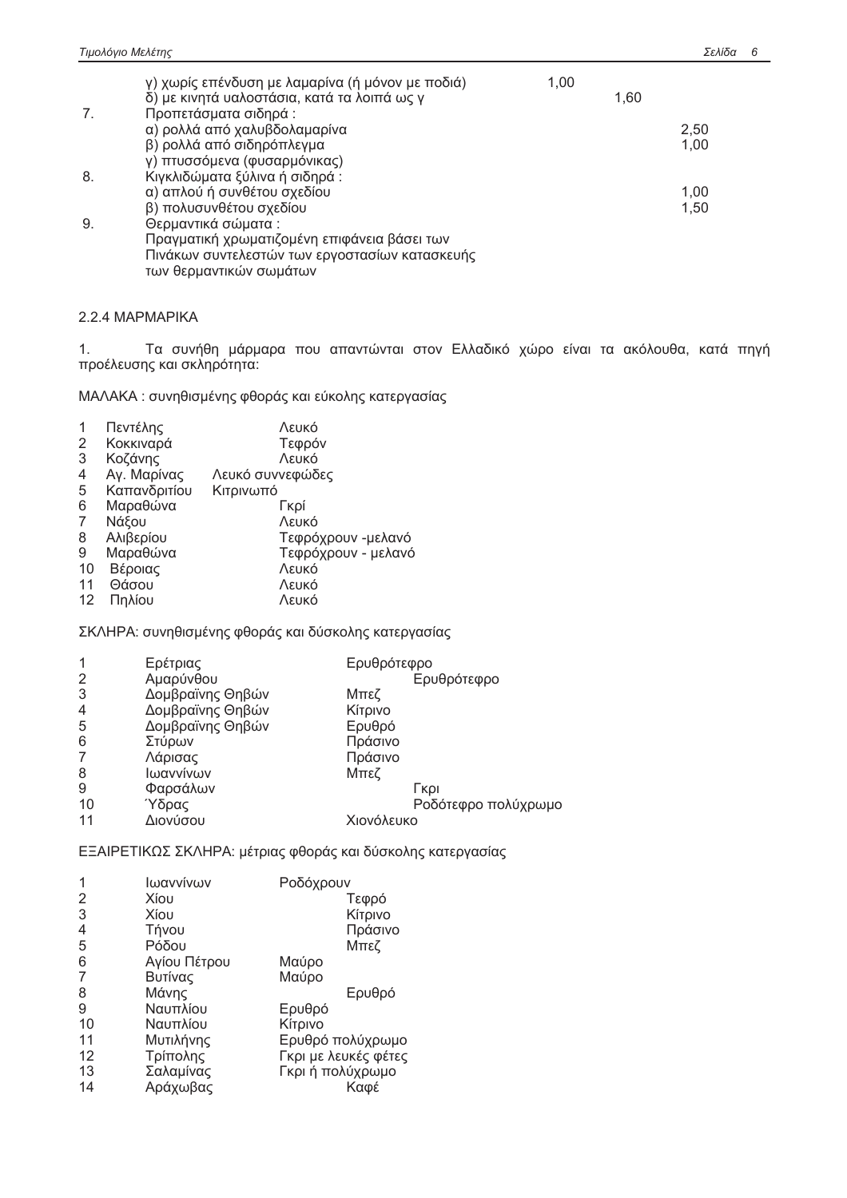|  |  |  |  |  |
|---|---|---|---|---|
|  | γ) χωρίς επένδυση με λαμαρίνα (ή μόνον με ποδιά) | 1,00 |  |  |
|  | δ) με κινητά υαλοστάσια, κατά τα λοιπά ως γ |  | 1,60 |  |
| 7. | Προπετάσματα σιδηρά : |  |  |  |
|  | α) ρολλά από χαλυβδολαμαρίνα |  |  | 2,50 |
|  | β) ρολλά από σιδηρόπλεγμα |  |  | 1,00 |
|  | γ) πτυσσόμενα (φυσαρμόνικας) |  |  |  |
| 8. | Κιγκλιδώματα ξύλινα ή σιδηρά : |  |  |  |
|  | α) απλού ή συνθέτου σχεδίου |  |  | 1,00 |
|  | β) πολυσυνθέτου σχεδίου |  |  | 1,50 |
| 9. | Θερμαντικά σώματα : Πραγματική χρωματιζομένη επιφάνεια βάσει των Πινάκων συντελεστών των εργοστασίων κατασκευής των θερμαντικών σωμάτων |  |  |  |

### 2.2.4 ΜΑΡΜΑΡΙΚΑ

1. Τα συνήθη μάρμαρα που απαντώνται στον Ελλαδικό χώρο είναι τα ακόλουθα, κατά πηγή προέλευσης και σκληρότητα:

ΜΑΛΑΚΑ : συνηθισμένης φθοράς και εύκολης κατεργασίας

| | | |
|---|---|---|
| 1 | Πεντέλης | Λευκό |
| 2 | Κοκκιναρά | Τεφρόν |
| 3 | Κοζάνης | Λευκό |
| 4 | Αγ. Μαρίνας | Λευκό συννεφώδες |
| 5 | Καπανδριτίου | Κιτρινωπό |
| 6 | Μαραθώνα | Γκρί |
| 7 | Νάξου | Λευκό |
| 8 | Αλιβερίου | Τεφρόχρουν -μελανό |
| 9 | Μαραθώνα | Τεφρόχρουν - μελανό |
| 10 | Βέροιας | Λευκό |
| 11 | Θάσου | Λευκό |
| 12 | Πηλίου | Λευκό |

ΣΚΛΗΡΑ: συνηθισμένης φθοράς και δύσκολης κατεργασίας

| | | |
|---|---|---|
| 1 | Ερέτριας | Ερυθρότεφρο |
| 2 | Αμαρύνθου | Ερυθρότεφρο |
| 3 | Δομβραϊνης Θηβών | Μπεζ |
| 4 | Δομβραϊνης Θηβών | Κίτρινο |
| 5 | Δομβραϊνης Θηβών | Ερυθρό |
| 6 | Στύρων | Πράσινο |
| 7 | Λάρισας | Πράσινο |
| 8 | Ιωαννίνων | Μπεζ |
| 9 | Φαρσάλων | Γκρι |
| 10 | Ύδρας | Ροδότεφρο πολύχρωμο |
| 11 | Διονύσου | Χιονόλευκο |

ΕΞΑΙΡΕΤΙΚΩΣ ΣΚΛΗΡΑ: μέτριας φθοράς και δύσκολης κατεργασίας

| | | |
|---|---|---|
| 1 | Ιωαννίνων | Ροδόχρουν |
| 2 | Χίου | Τεφρό |
| 3 | Χίου | Κίτρινο |
| 4 | Τήνου | Πράσινο |
| 5 | Ρόδου | Μπεζ |
| 6 | Αγίου Πέτρου | Μαύρο |
| 7 | Βυτίνας | Μαύρο |
| 8 | Μάνης | Ερυθρό |
| 9 | Ναυπλίου | Ερυθρό |
| 10 | Ναυπλίου | Κίτρινο |
| 11 | Μυτιλήνης | Ερυθρό πολύχρωμο |
| 12 | Τρίπολης | Γκρι με λευκές φέτες |
| 13 | Σαλαμίνας | Γκρι ή πολύχρωμο |
| 14 | Αράχωβας | Καφέ |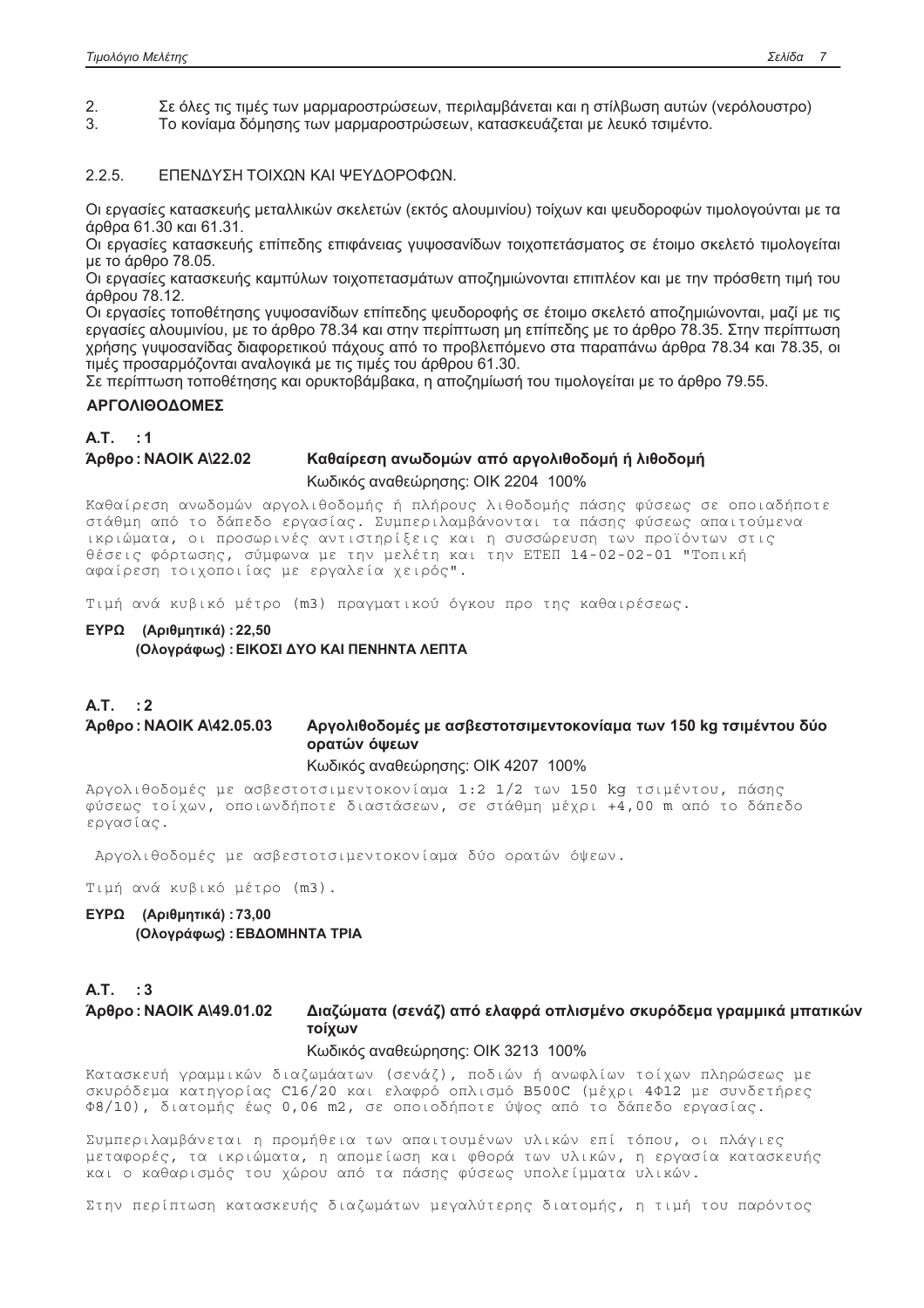2. Σε όλες τις τιμές των μαρμαροστρώσεων, περιλαμβάνεται και η στίλβωση αυτών (νερόλουστρο)
3. Το κονίαμα δόμησης των μαρμαροστρώσεων, κατασκευάζεται με λευκό τσιμέντο.

### 2.2.5. ΕΠΕΝΔΥΣΗ ΤΟΙΧΩΝ ΚΑΙ ΨΕΥΔΟΡΟΦΩΝ.

Οι εργασίες κατασκευής μεταλλικών σκελετών (εκτός αλουμινίου) τοίχων και ψευδοροφών τιμολογούνται με τα άρθρα 61.30 και 61.31.

Οι εργασίες κατασκευής επίπεδης επιφάνειας γυψοσανίδων τοιχοπετάσματος σε έτοιμο σκελετό τιμολογείται με το άρθρο 78.05.

Οι εργασίες κατασκευής καμπύλων τοιχοπετασμάτων αποζημιώνονται επιπλέον και με την πρόσθετη τιμή του άρθρου 78.12.

Οι εργασίες τοποθέτησης γυψοσανίδων επίπεδης ψευδοροφής σε έτοιμο σκελετό αποζημιώνονται, μαζί με τις εργασίες αλουμινίου, με το άρθρο 78.34 και στην περίπτωση μη επίπεδης με το άρθρο 78.35. Στην περίπτωση χρήσης γυψοσανίδας διαφορετικού πάχους από το προβλεπόμενο στα παραπάνω άρθρα 78.34 και 78.35, οι τιμές προσαρμόζονται αναλογικά με τις τιμές του άρθρου 61.30.

Σε περίπτωση τοποθέτησης και ορυκτοβάμβακα, η αποζημίωση του τιμολογείται με το άρθρο 79.55.

### ΑΡΓΟΛΙΘΟΔΟΜΕΣ

**Α.Τ. : 1**

**Άρθρο : ΝΑΟΙΚ Α\22.02** **Καθαίρεση ανωδομών από αργολιθοδομή ή λιθοδομή**

Κωδικός αναθεώρησης: ΟΙΚ 2204 100%

Καθαίρεση ανωδομών αργολιθοδομής ή πλήρους λιθοδομής πάσης φύσεως σε οποιαδήποτε στάθμη από το δάπεδο εργασίας. Συμπεριλαμβάνονται τα πάσης φύσεως απαιτούμενα ικριώματα, οι προσωρινές αντιστηρίξεις και η συσσώρευση των προϊόντων στις θέσεις φόρτωσης, σύμφωνα με την μελέτη και την ΕΤΕΠ 14-02-02-01 "Τοπική αφαίρεση τοιχοποιίας με εργαλεία χειρός".

Τιμή ανά κυβικό μέτρο (m3) πραγματικού όγκου προ της καθαιρέσεως.

**ΕΥΡΩ (Αριθμητικά) : 22,50**
**(Ολογράφως) : ΕΙΚΟΣΙ ΔΥΟ ΚΑΙ ΠΕΝΗΝΤΑ ΛΕΠΤΑ**

**Α.Τ. : 2**

**Άρθρο : ΝΑΟΙΚ Α\42.05.03** **Αργολιθοδομές με ασβεστοτσιμεντοκονίαμα των 150 kg τσιμέντου δύο ορατών όψεων**

Κωδικός αναθεώρησης: ΟΙΚ 4207 100%

Αργολιθοδομές με ασβεστοτσιμεντοκονίαμα 1:2 1/2 των 150 kg τσιμέντου, πάσης φύσεως τοίχων, οποιωνδήποτε διαστάσεων, σε στάθμη μέχρι +4,00 m από το δάπεδο εργασίας.

Αργολιθοδομές με ασβεστοτσιμεντοκονίαμα δύο ορατών όψεων.

Τιμή ανά κυβικό μέτρο (m3).

**ΕΥΡΩ (Αριθμητικά) : 73,00**
**(Ολογράφως) : ΕΒΔΟΜΗΝΤΑ ΤΡΙΑ**

**Α.Τ. : 3**

**Άρθρο : ΝΑΟΙΚ Α\49.01.02** **Διαζώματα (σενάζ) από ελαφρά οπλισμένο σκυρόδεμα γραμμικά μπατικών τοίχων**

Κωδικός αναθεώρησης: ΟΙΚ 3213 100%

Κατασκευή γραμμικών διαζωμάτων (σενάζ), ποδιών ή ανωφλίων τοίχων πληρώσεως με σκυρόδεμα κατηγορίας C16/20 και ελαφρό οπλισμό B500C (μέχρι 4Φ12 με συνδετήρες Φ8/10), διατομής έως 0,06 m2, σε οποιοδήποτε ύψος από το δάπεδο εργασίας.

Συμπεριλαμβάνεται η προμήθεια των απαιτουμένων υλικών επί τόπου, οι πλάγιες μεταφορές, τα ικριώματα, η απομείωση και φθορά των υλικών, η εργασία κατασκευής και ο καθαρισμός του χώρου από τα πάσης φύσεως υπολείμματα υλικών.

Στην περίπτωση κατασκευής διαζωμάτων μεγαλύτερης διατομής, η τιμή του παρόντος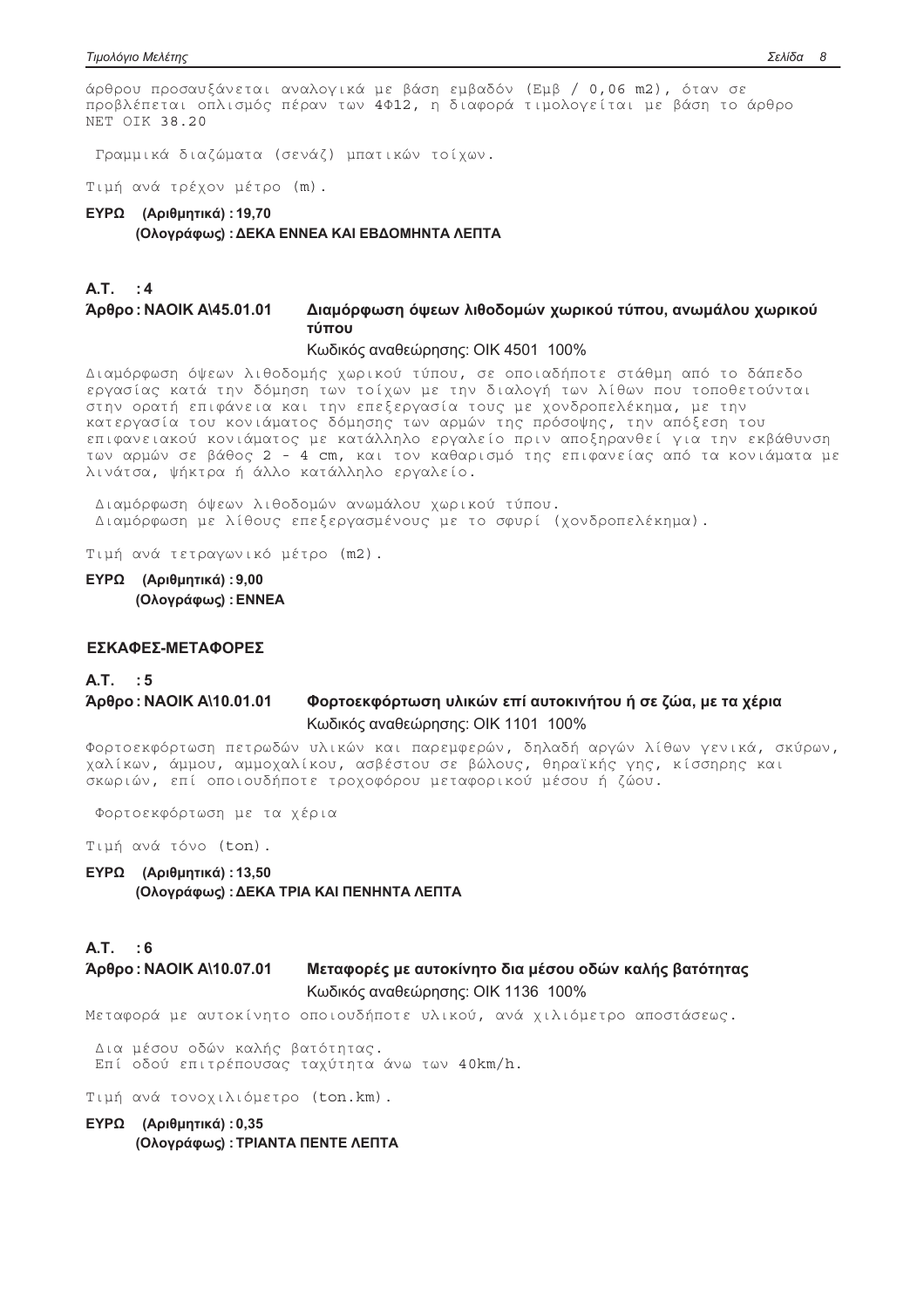άρθρου προσαυξάνεται αναλογικά με βάση εμβαδόν (Εμβ / 0,06 m2), όταν σε προβλέπεται οπλισμός πέραν των 4Φ12, η διαφορά τιμολογείται με βάση το άρθρο ΝΕΤ ΟΙΚ 38.20

Γραμμικά διαζώματα (σενάζ) μπατικών τοίχων.

Τιμή ανά τρέχον μέτρο (m).

**ΕΥΡΩ (Αριθμητικά) : 19,70**
**(Ολογράφως) : ΔΕΚΑ ΕΝΝΕΑ ΚΑΙ ΕΒΔΟΜΗΝΤΑ ΛΕΠΤΑ**

**Α.Τ. : 4**

**Άρθρο : ΝΑΟΙΚ Α\45.01.01 Διαμόρφωση όψεων λιθοδομών χωρικού τύπου, ανωμάλου χωρικού τύπου**

Κωδικός αναθεώρησης: ΟΙΚ 4501 100%

Διαμόρφωση όψεων λιθοδομής χωρικού τύπου, σε οποιαδήποτε στάθμη από το δάπεδο εργασίας κατά την δόμηση των τοίχων με την διαλογή των λίθων που τοποθετούνται στην ορατή επιφάνεια και την επεξεργασία τους με χονδροπελέκημα, με την κατεργασία του κονιάματος δόμησης των αρμών της πρόσοψης, την απόξεση του επιφανειακού κονιάματος με κατάλληλο εργαλείο πριν αποξηρανθεί για την εκβάθυνση των αρμών σε βάθος 2 - 4 cm, και τον καθαρισμό της επιφανείας από τα κονιάματα με λινάτσα, ψήκτρα ή άλλο κατάλληλο εργαλείο.

Διαμόρφωση όψεων λιθοδομών ανωμάλου χωρικού τύπου.
Διαμόρφωση με λίθους επεξεργασμένους με το σφυρί (χονδροπελέκημα).

Τιμή ανά τετραγωνικό μέτρο (m2).

**ΕΥΡΩ (Αριθμητικά) : 9,00**
**(Ολογράφως) : ΕΝΝΕΑ**

## ΕΣΚΑΦΕΣ-ΜΕΤΑΦΟΡΕΣ

**Α.Τ. : 5**

**Άρθρο : ΝΑΟΙΚ Α\10.01.01 Φορτοεκφόρτωση υλικών επί αυτοκινήτου ή σε ζώα, με τα χέρια**

Κωδικός αναθεώρησης: ΟΙΚ 1101 100%

Φορτοεκφόρτωση πετρωδών υλικών και παρεμφερών, δηλαδή αργών λίθων γενικά, σκύρων, χαλίκων, άμμου, αμμοχαλίκου, ασβέστου σε βώλους, θηραϊκής γης, κίσσηρης και σκωριών, επί οποιουδήποτε τροχοφόρου μεταφορικού μέσου ή ζώου.

Φορτοεκφόρτωση με τα χέρια

Τιμή ανά τόνο (ton).

**ΕΥΡΩ (Αριθμητικά) : 13,50**
**(Ολογράφως) : ΔΕΚΑ ΤΡΙΑ ΚΑΙ ΠΕΝΗΝΤΑ ΛΕΠΤΑ**

**Α.Τ. : 6**

**Άρθρο : ΝΑΟΙΚ Α\10.07.01 Μεταφορές με αυτοκίνητο δια μέσου οδών καλής βατότητας**

Κωδικός αναθεώρησης: ΟΙΚ 1136 100%

Μεταφορά με αυτοκίνητο οποιουδήποτε υλικού, ανά χιλιόμετρο αποστάσεως.

Δια μέσου οδών καλής βατότητας.
Επί οδού επιτρέπουσας ταχύτητα άνω των 40km/h.

Τιμή ανά τονοχιλιόμετρο (ton.km).

**ΕΥΡΩ (Αριθμητικά) : 0,35**
**(Ολογράφως) : ΤΡΙΑΝΤΑ ΠΕΝΤΕ ΛΕΠΤΑ**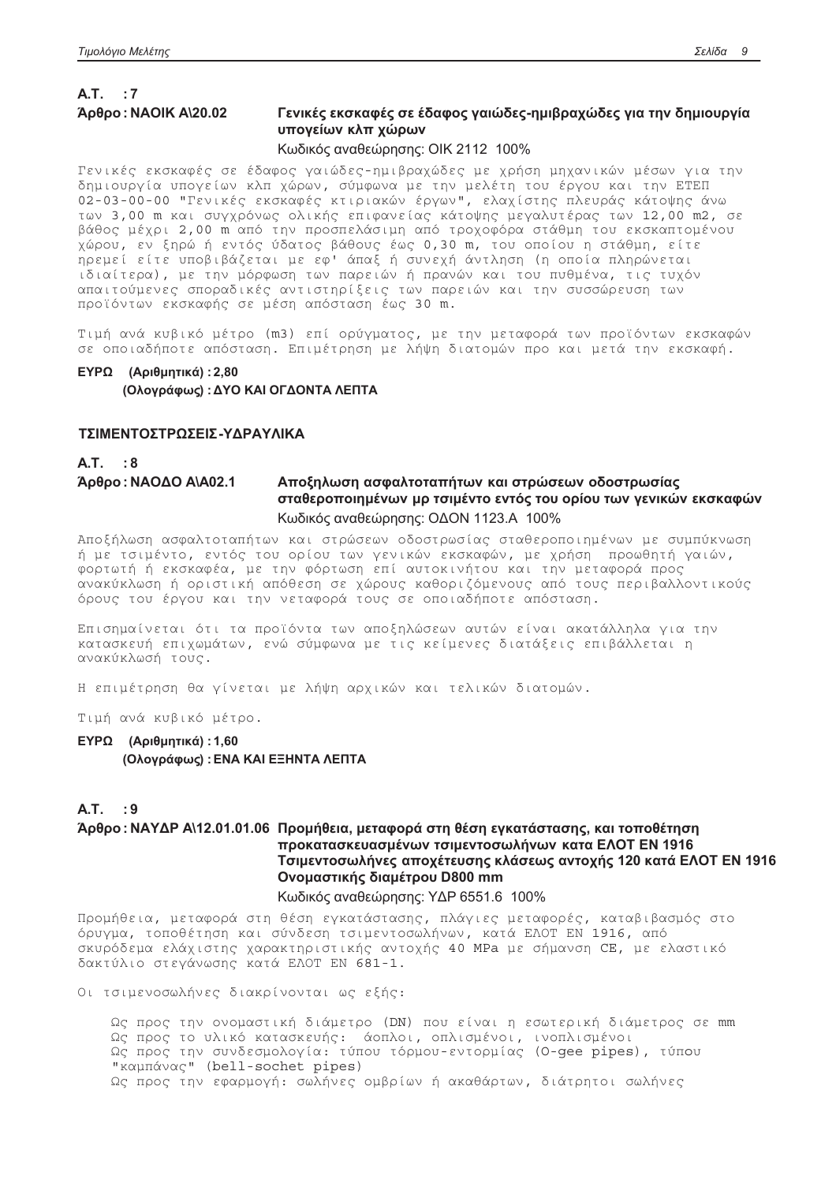**Α.Τ. : 7**

**Άρθρο : ΝΑΟΙΚ Α\20.02** **Γενικές εκσκαφές σε έδαφος γαιώδες-ημιβραχώδες για την δημιουργία υπογείων κλπ χώρων**

Κωδικός αναθεώρησης: ΟΙΚ 2112 100%

Γενικές εκσκαφές σε έδαφος γαιώδες-ημιβραχώδες με χρήση μηχανικών μέσων για την δημιουργία υπογείων κλπ χώρων, σύμφωνα με την μελέτη του έργου και την ΕΤΕΠ 02-03-00-00 "Γενικές εκσκαφές κτιριακών έργων", ελαχίστης πλευράς κάτοψης άνω των 3,00 m και συγχρόνως ολικής επιφανείας κάτοψης μεγαλυτέρας των 12,00 m2, σε βάθος μέχρι 2,00 m από την προσπελάσιμη από τροχοφόρα στάθμη του εκσκαπτομένου χώρου, εν ξηρώ ή εντός ύδατος βάθους έως 0,30 m, του οποίου η στάθμη, είτε ηρεμεί είτε υποβιβάζεται με εφ' άπαξ ή συνεχή άντληση (η οποία πληρώνεται ιδιαίτερα), με την μόρφωση των παρειών ή πρανών και του πυθμένα, τις τυχόν απαιτούμενες σποραδικές αντιστηρίξεις των παρειών και την συσσώρευση των προϊόντων εκσκαφής σε μέση απόσταση έως 30 m.

Τιμή ανά κυβικό μέτρο (m3) επί ορύγματος, με την μεταφορά των προϊόντων εκσκαφών σε οποιαδήποτε απόσταση. Επιμέτρηση με λήψη διατομών προ και μετά την εκσκαφή.

**ΕΥΡΩ (Αριθμητικά) : 2,80**
**(Ολογράφως) : ΔΥΟ ΚΑΙ ΟΓΔΟΝΤΑ ΛΕΠΤΑ**

## ΤΣΙΜΕΝΤΟΣΤΡΩΣΕΙΣ-ΥΔΡΑΥΛΙΚΑ

**Α.Τ. : 8**

**Άρθρο : ΝΑΟΔΟ Α\Α02.1** **Αποξηλωση ασφαλτοταπήτων και στρώσεων οδοστρωσίας σταθεροποιημένων μρ τσιμέντο εντός του ορίου των γενικών εκσκαφών**

Κωδικός αναθεώρησης: ΟΔΟΝ 1123.Α 100%

Αποξήλωση ασφαλτοταπήτων και στρώσεων οδοστρωσίας σταθεροποιημένων με συμπύκνωση ή με τσιμέντο, εντός του ορίου των γενικών εκσκαφών, με χρήση προωθητή γαιών, φορτωτή ή εκσκαφέα, με την φόρτωση επί αυτοκινήτου και την μεταφορά προς ανακύκλωση ή οριστική απόθεση σε χώρους καθοριζόμενους από τους περιβαλλοντικούς όρους του έργου και την νεταφορά τους σε οποιαδήποτε απόσταση.

Επισημαίνεται ότι τα προϊόντα των αποξηλώσεων αυτών είναι ακατάλληλα για την κατασκευή επιχωμάτων, ενώ σύμφωνα με τις κείμενες διατάξεις επιβάλλεται η ανακύκλωσή τους.

Η επιμέτρηση θα γίνεται με λήψη αρχικών και τελικών διατομών.

Τιμή ανά κυβικό μέτρο.

**ΕΥΡΩ (Αριθμητικά) : 1,60**
**(Ολογράφως) : ΕΝΑ ΚΑΙ ΕΞΗΝΤΑ ΛΕΠΤΑ**

**Α.Τ. : 9**

**Άρθρο : ΝΑΥΔΡ Α\12.01.01.06** **Προμήθεια, μεταφορά στη θέση εγκατάστασης, και τοποθέτηση προκατασκευασμένων τσιμεντοσωλήνων κατα ΕΛΟΤ ΕΝ 1916 Τσιμεντοσωλήνες αποχέτευσης κλάσεως αντοχής 120 κατά ΕΛΟΤ ΕΝ 1916 Ονομαστικής διαμέτρου D800 mm**

Κωδικός αναθεώρησης: ΥΔΡ 6551.6 100%

Προμήθεια, μεταφορά στη θέση εγκατάστασης, πλάγιες μεταφορές, καταβιβασμός στο όρυγμα, τοποθέτηση και σύνδεση τσιμεντοσωλήνων, κατά ΕΛΟΤ ΕΝ 1916, από σκυρόδεμα ελάχιστης χαρακτηριστικής αντοχής 40 MPa με σήμανση CE, με ελαστικό δακτύλιο στεγάνωσης κατά ΕΛΟΤ ΕΝ 681-1.

Οι τσιμενοσωλήνες διακρίνονται ως εξής:

Ως προς την ονομαστική διάμετρο (DN) που είναι η εσωτερική διάμετρος σε mm
Ως προς το υλικό κατασκευής: άοπλοι, οπλισμένοι, ινοπλισμένοι
Ως προς την συνδεσμολογία: τύπου τόρμου-εντορμίας (O-gee pipes), τύπου "καμπάνας" (bell-sochet pipes)
Ως προς την εφαρμογή: σωλήνες ομβρίων ή ακαθάρτων, διάτρητοι σωλήνες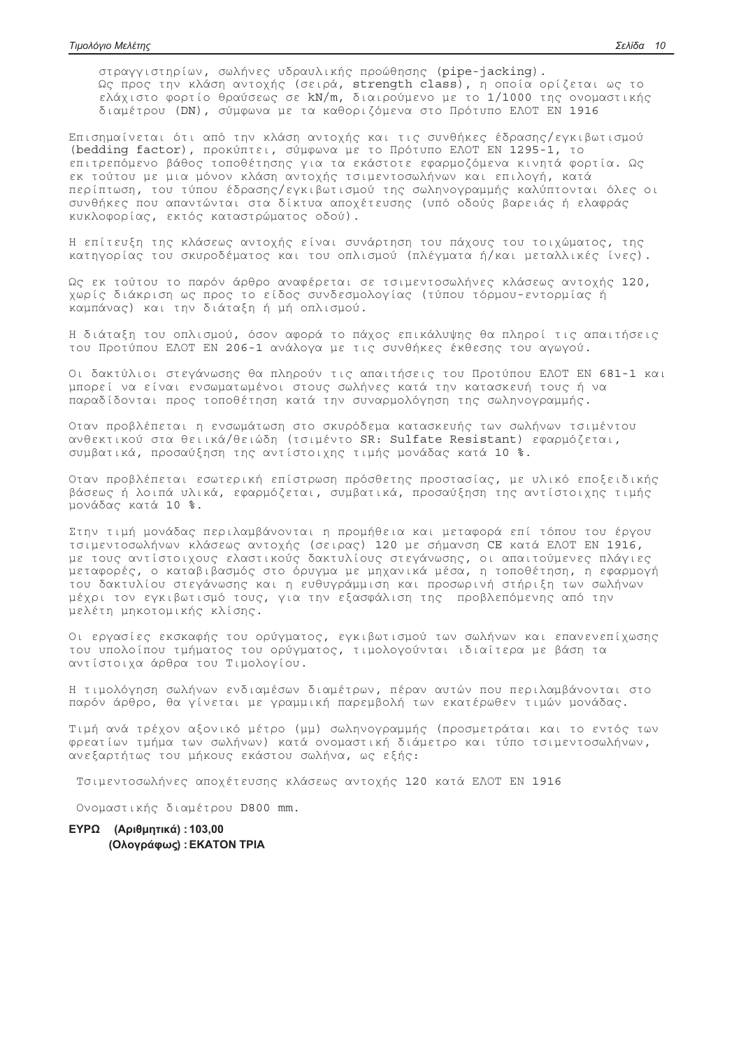στραγγιστηρίων, σωλήνες υδραυλικής προώθησης (pipe-jacking). Ως προς την κλάση αντοχής (σειρά, strength class), η οποία ορίζεται ως το ελάχιστο φορτίο θραύσεως σε kN/m, διαιρούμενο με το 1/1000 της ονομαστικής διαμέτρου (DN), σύμφωνα με τα καθοριζόμενα στο Πρότυπο ΕΛΟΤ ΕΝ 1916

Επισημαίνεται ότι από την κλάση αντοχής και τις συνθήκες έδρασης/εγκιβωτισμού (bedding factor), προκύπτει, σύμφωνα με το Πρότυπο ΕΛΟΤ ΕΝ 1295-1, το επιτρεπόμενο βάθος τοποθέτησης για τα εκάστοτε εφαρμοζόμενα κινητά φορτία. Ως εκ τούτου με μια μόνον κλάση αντοχής τσιμεντοσωλήνων και επιλογή, κατά περίπτωση, του τύπου έδρασης/εγκιβωτισμού της σωληνογραμμής καλύπτονται όλες οι συνθήκες που απαντώνται στα δίκτυα αποχέτευσης (υπό οδούς βαρειάς ή ελαφράς κυκλοφορίας, εκτός καταστρώματος οδού).

Η επίτευξη της κλάσεως αντοχής είναι συνάρτηση του πάχους του τοιχώματος, της κατηγορίας του σκυροδέματος και του οπλισμού (πλέγματα ή/και μεταλλικές ίνες).

Ως εκ τούτου το παρόν άρθρο αναφέρεται σε τσιμεντοσωλήνες κλάσεως αντοχής 120, χωρίς διάκριση ως προς το είδος συνδεσμολογίας (τύπου τόρμου-εντορμίας ή καμπάνας) και την διάταξη ή μή οπλισμού.

Η διάταξη του οπλισμού, όσον αφορά το πάχος επικάλυψης θα πληροί τις απαιτήσεις του Προτύπου ΕΛΟΤ ΕΝ 206-1 ανάλογα με τις συνθήκες έκθεσης του αγωγού.

Οι δακτύλιοι στεγάνωσης θα πληρούν τις απαιτήσεις του Προτύπου ΕΛΟΤ ΕΝ 681-1 και μπορεί να είναι ενσωματωμένοι στους σωλήνες κατά την κατασκευή τους ή να παραδίδονται προς τοποθέτηση κατά την συναρμολόγηση της σωληνογραμμής.

Οταν προβλέπεται η ενσωμάτωση στο σκυρόδεμα κατασκευής των σωλήνων τσιμέντου ανθεκτικού στα θειικά/θειώδη (τσιμέντο SR: Sulfate Resistant) εφαρμόζεται, συμβατικά, προσαύξηση της αντίστοιχης τιμής μονάδας κατά 10 %.

Οταν προβλέπεται εσωτερική επίστρωση πρόσθετης προστασίας, με υλικό εποξειδικής βάσεως ή λοιπά υλικά, εφαρμόζεται, συμβατικά, προσαύξηση της αντίστοιχης τιμής μονάδας κατά 10 %.

Στην τιμή μονάδας περιλαμβάνονται η προμήθεια και μεταφορά επί τόπου του έργου τσιμεντοσωλήνων κλάσεως αντοχής (σειρας) 120 με σήμανση CE κατά ΕΛΟΤ ΕΝ 1916, με τους αντίστοιχους ελαστικούς δακτυλίους στεγάνωσης, οι απαιτούμενες πλάγιες μεταφορές, ο καταβιβασμός στο όρυγμα με μηχανικά μέσα, η τοποθέτηση, η εφαρμογή του δακτυλίου στεγάνωσης και η ευθυγράμμιση και προσωρινή στήριξη των σωλήνων μέχρι τον εγκιβωτισμό τους, για την εξασφάλιση της προβλεπόμενης από την μελέτη μηκοτομικής κλίσης.

Οι εργασίες εκσκαφής του ορύγματος, εγκιβωτισμού των σωλήνων και επανενεπίχωσης του υπολοίπου τμήματος του ορύγματος, τιμολογούνται ιδιαίτερα με βάση τα αντίστοιχα άρθρα του Τιμολογίου.

Η τιμολόγηση σωλήνων ενδιαμέσων διαμέτρων, πέραν αυτών που περιλαμβάνονται στο παρόν άρθρο, θα γίνεται με γραμμική παρεμβολή των εκατέρωθεν τιμών μονάδας.

Τιμή ανά τρέχον αξονικό μέτρο (μμ) σωληνογραμμής (προσμετράται και το εντός των φρεατίων τμήμα των σωλήνων) κατά ονομαστική διάμετρο και τύπο τσιμεντοσωλήνων, ανεξαρτήτως του μήκους εκάστου σωλήνα, ως εξής:

Τσιμεντοσωλήνες αποχέτευσης κλάσεως αντοχής 120 κατά ΕΛΟΤ ΕΝ 1916

Ονομαστικής διαμέτρου D800 mm.

**ΕΥΡΩ (Αριθμητικά) : 103,00**
**(Ολογράφως) : ΕΚΑΤΟΝ ΤΡΙΑ**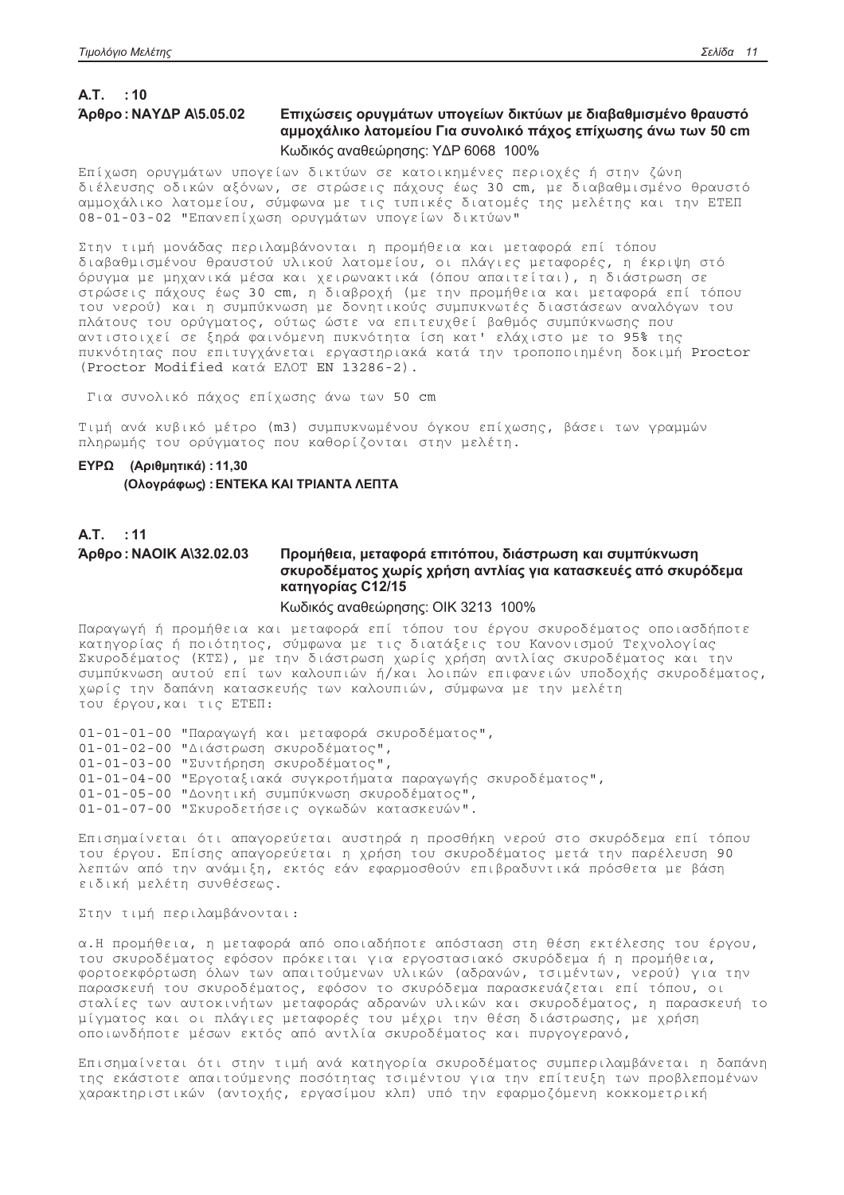**Α.Τ. : 10**

**Άρθρο : ΝΑΥΔΡ Α\5.05.02** **Επιχώσεις ορυγμάτων υπογείων δικτύων με διαβαθμισμένο θραυστό αμμοχάλικο λατομείου Για συνολικό πάχος επίχωσης άνω των 50 cm**

Κωδικός αναθεώρησης: ΥΔΡ 6068 100%

Επίχωση ορυγμάτων υπογείων δικτύων σε κατοικημένες περιοχές ή στην ζώνη διέλευσης οδικών αξόνων, σε στρώσεις πάχους έως 30 cm, με διαβαθμισμένο θραυστό αμμοχάλικο λατομείου, σύμφωνα με τις τυπικές διατομές της μελέτης και την ΕΤΕΠ 08-01-03-02 "Επανεπίχωση ορυγμάτων υπογείων δικτύων"

Στην τιμή μονάδας περιλαμβάνονται η προμήθεια και μεταφορά επί τόπου διαβαθμισμένου θραυστού υλικού λατομείου, οι πλάγιες μεταφορές, η έκριψη στό όρυγμα με μηχανικά μέσα και χειρωνακτικά (όπου απαιτείται), η διάστρωση σε στρώσεις πάχους έως 30 cm, η διαβροχή (με την προμήθεια και μεταφορά επί τόπου του νερού) και η συμπύκνωση με δονητικούς συμπυκνωτές διαστάσεων αναλόγων του πλάτους του ορύγματος, ούτως ώστε να επιτευχθεί βαθμός συμπύκνωσης που αντιστοιχεί σε ξηρά φαινόμενη πυκνότητα ίση κατ' ελάχιστο με το 95% της πυκνότητας που επιτυγχάνεται εργαστηριακά κατά την τροποποιημένη δοκιμή Proctor (Proctor Modified κατά ΕΛΟΤ ΕΝ 13286-2).

Για συνολικό πάχος επίχωσης άνω των 50 cm

Τιμή ανά κυβικό μέτρο (m3) συμπυκνωμένου όγκου επίχωσης, βάσει των γραμμών πληρωμής του ορύγματος που καθορίζονται στην μελέτη.

**ΕΥΡΩ (Αριθμητικά) : 11,30**
**(Ολογράφως) : ΕΝΤΕΚΑ ΚΑΙ ΤΡΙΑΝΤΑ ΛΕΠΤΑ**

**Α.Τ. : 11**

**Άρθρο : ΝΑΟΙΚ Α\32.02.03** **Προμήθεια, μεταφορά επιτόπου, διάστρωση και συμπύκνωση σκυροδέματος χωρίς χρήση αντλίας για κατασκευές από σκυρόδεμα κατηγορίας C12/15**

Κωδικός αναθεώρησης: ΟΙΚ 3213 100%

Παραγωγή ή προμήθεια και μεταφορά επί τόπου του έργου σκυροδέματος οποιασδήποτε κατηγορίας ή ποιότητος, σύμφωνα με τις διατάξεις του Κανονισμού Τεχνολογίας Σκυροδέματος (ΚΤΣ), με την διάστρωση χωρίς χρήση αντλίας σκυροδέματος και την συμπύκνωση αυτού επί των καλουπιών ή/και λοιπών επιφανειών υποδοχής σκυροδέματος, χωρίς την δαπάνη κατασκευής των καλουπιών, σύμφωνα με την μελέτη του έργου,και τις ΕΤΕΠ:

01-01-01-00 "Παραγωγή και μεταφορά σκυροδέματος",
01-01-02-00 "Διάστρωση σκυροδέματος",
01-01-03-00 "Συντήρηση σκυροδέματος",
01-01-04-00 "Εργοταξιακά συγκροτήματα παραγωγής σκυροδέματος",
01-01-05-00 "Δονητική συμπύκνωση σκυροδέματος",
01-01-07-00 "Σκυροδετήσεις ογκωδών κατασκευών".

Επισημαίνεται ότι απαγορεύεται αυστηρά η προσθήκη νερού στο σκυρόδεμα επί τόπου του έργου. Επίσης απαγορεύεται η χρήση του σκυροδέματος μετά την παρέλευση 90 λεπτών από την ανάμιξη, εκτός εάν εφαρμοσθούν επιβραδυντικά πρόσθετα με βάση ειδική μελέτη συνθέσεως.

Στην τιμή περιλαμβάνονται:

α.Η προμήθεια, η μεταφορά από οποιαδήποτε απόσταση στη θέση εκτέλεσης του έργου, του σκυροδέματος εφόσον πρόκειται για εργοστασιακό σκυρόδεμα ή η προμήθεια, φορτοεκφόρτωση όλων των απαιτούμενων υλικών (αδρανών, τσιμέντων, νερού) για την παρασκευή του σκυροδέματος, εφόσον το σκυρόδεμα παρασκευάζεται επί τόπου, οι σταλίες των αυτοκινήτων μεταφοράς αδρανών υλικών και σκυροδέματος, η παρασκευή το μίγματος και οι πλάγιες μεταφορές του μέχρι την θέση διάστρωσης, με χρήση οποιωνδήποτε μέσων εκτός από αντλία σκυροδέματος και πυργογερανό,

Επισημαίνεται ότι στην τιμή ανά κατηγορία σκυροδέματος συμπεριλαμβάνεται η δαπάνη της εκάστοτε απαιτούμενης ποσότητας τσιμέντου για την επίτευξη των προβλεπομένων χαρακτηριστικών (αντοχής, εργασίμου κλπ) υπό την εφαρμοζόμενη κοκκομετρική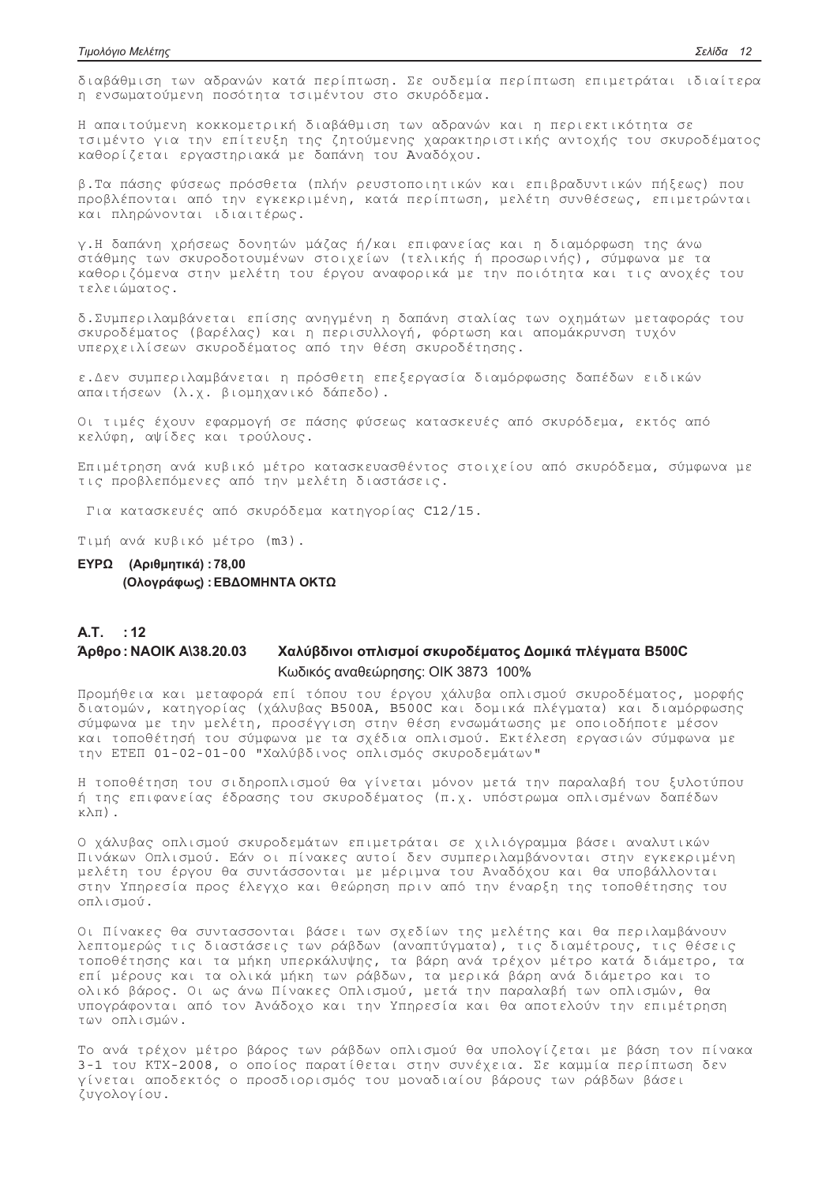διαβάθμιση των αδρανών κατά περίπτωση. Σε ουδεμία περίπτωση επιμετράται ιδιαίτερα η ενσωματούμενη ποσότητα τσιμέντου στο σκυρόδεμα.

Η απαιτούμενη κοκκομετρική διαβάθμιση των αδρανών και η περιεκτικότητα σε τσιμέντο για την επίτευξη της ζητούμενης χαρακτηριστικής αντοχής του σκυροδέματος καθορίζεται εργαστηριακά με δαπάνη του Αναδόχου.

β.Τα πάσης φύσεως πρόσθετα (πλήν ρευστοποιητικών και επιβραδυντικών πήξεως) που προβλέπονται από την εγκεκριμένη, κατά περίπτωση, μελέτη συνθέσεως, επιμετρώνται και πληρώνονται ιδιαιτέρως.

γ.Η δαπάνη χρήσεως δονητών μάζας ή/και επιφανείας και η διαμόρφωση της άνω στάθμης των σκυροδοτουμένων στοιχείων (τελικής ή προσωρινής), σύμφωνα με τα καθοριζόμενα στην μελέτη του έργου αναφορικά με την ποιότητα και τις ανοχές του τελειώματος.

δ.Συμπεριλαμβάνεται επίσης ανηγμένη η δαπάνη σταλίας των οχημάτων μεταφοράς του σκυροδέματος (βαρέλας) και η περισυλλογή, φόρτωση και απομάκρυνση τυχόν υπερχειλίσεων σκυροδέματος από την θέση σκυροδέτησης.

ε.Δεν συμπεριλαμβάνεται η πρόσθετη επεξεργασία διαμόρφωσης δαπέδων ειδικών απαιτήσεων (λ.χ. βιομηχανικό δάπεδο).

Οι τιμές έχουν εφαρμογή σε πάσης φύσεως κατασκευές από σκυρόδεμα, εκτός από κελύφη, αψίδες και τρούλους.

Επιμέτρηση ανά κυβικό μέτρο κατασκευασθέντος στοιχείου από σκυρόδεμα, σύμφωνα με τις προβλεπόμενες από την μελέτη διαστάσεις.

Για κατασκευές από σκυρόδεμα κατηγορίας C12/15.

Τιμή ανά κυβικό μέτρο (m3).

**ΕΥΡΩ (Αριθμητικά) : 78,00**
**(Ολογράφως) : ΕΒΔΟΜΗΝΤΑ ΟΚΤΩ**

**Α.Τ. : 12**

**Άρθρο : ΝΑΟΙΚ Α\38.20.03 Χαλύβδινοι οπλισμοί σκυροδέματος Δομικά πλέγματα B500C**

Κωδικός αναθεώρησης: ΟΙΚ 3873 100%

Προμήθεια και μεταφορά επί τόπου του έργου χάλυβα οπλισμού σκυροδέματος, μορφής διατομών, κατηγορίας (χάλυβας B500A, B500C και δομικά πλέγματα) και διαμόρφωσης σύμφωνα με την μελέτη, προσέγγιση στην θέση ενσωμάτωσης με οποιοδήποτε μέσον και τοποθέτησή του σύμφωνα με τα σχέδια οπλισμού. Εκτέλεση εργασιών σύμφωνα με την ΕΤΕΠ 01-02-01-00 "Χαλύβδινος οπλισμός σκυροδεμάτων"

Η τοποθέτηση του σιδηροπλισμού θα γίνεται μόνον μετά την παραλαβή του ξυλοτύπου ή της επιφανείας έδρασης του σκυροδέματος (π.χ. υπόστρωμα οπλισμένων δαπέδων κλπ).

Ο χάλυβας οπλισμού σκυροδεμάτων επιμετράται σε χιλιόγραμμα βάσει αναλυτικών Πινάκων Οπλισμού. Εάν οι πίνακες αυτοί δεν συμπεριλαμβάνονται στην εγκεκριμένη μελέτη του έργου θα συντάσσονται με μέριμνα του Αναδόχου και θα υποβάλλονται στην Υπηρεσία προς έλεγχο και θεώρηση πριν από την έναρξη της τοποθέτησης του οπλισμού.

Οι Πίνακες θα συντασσονται βάσει των σχεδίων της μελέτης και θα περιλαμβάνουν λεπτομερώς τις διαστάσεις των ράβδων (αναπτύγματα), τις διαμέτρους, τις θέσεις τοποθέτησης και τα μήκη υπερκάλυψης, τα βάρη ανά τρέχον μέτρο κατά διάμετρο, τα επί μέρους και τα ολικά μήκη των ράβδων, τα μερικά βάρη ανά διάμετρο και το ολικό βάρος. Οι ως άνω Πίνακες Οπλισμού, μετά την παραλαβή των οπλισμών, θα υπογράφονται από τον Ανάδοχο και την Υπηρεσία και θα αποτελούν την επιμέτρηση των οπλισμών.

Το ανά τρέχον μέτρο βάρος των ράβδων οπλισμού θα υπολογίζεται με βάση τον πίνακα 3-1 του ΚΤΧ-2008, ο οποίος παρατίθεται στην συνέχεια. Σε καμμία περίπτωση δεν γίνεται αποδεκτός ο προσδιορισμός του μοναδιαίου βάρους των ράβδων βάσει ζυγολογίου.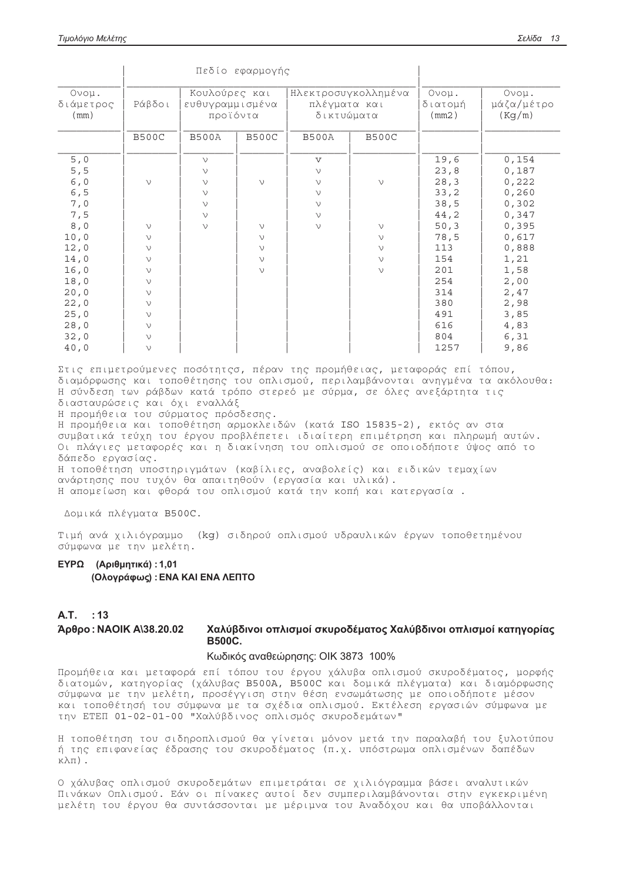| Ονομ. διάμετρος (mm) | Πεδίο εφαρμογής | | | | | Ονομ. διατομή (mm2) | Ονομ. μάζα/μέτρο (Kg/m) |
|---|---|---|---|---|---|---|---|
| | Ράβδοι | Κουλούρες και ευθυγραμμισμένα προϊόντα | | Ηλεκτροσυγκολλημένα πλέγματα και δικτυώματα | | | |
| | B500C | B500A | B500C | B500A | B500C | | |
| 5,0 | | ν | | v | | 19,6 | 0,154 |
| 5,5 | | ν | | ν | | 23,8 | 0,187 |
| 6,0 | ν | ν | ν | ν | ν | 28,3 | 0,222 |
| 6,5 | | ν | | ν | | 33,2 | 0,260 |
| 7,0 | | ν | | ν | | 38,5 | 0,302 |
| 7,5 | | ν | | ν | | 44,2 | 0,347 |
| 8,0 | ν | ν | ν | ν | ν | 50,3 | 0,395 |
| 10,0 | ν | | ν | | ν | 78,5 | 0,617 |
| 12,0 | ν | | ν | | ν | 113 | 0,888 |
| 14,0 | ν | | ν | | ν | 154 | 1,21 |
| 16,0 | ν | | ν | | ν | 201 | 1,58 |
| 18,0 | ν | | | | | 254 | 2,00 |
| 20,0 | ν | | | | | 314 | 2,47 |
| 22,0 | ν | | | | | 380 | 2,98 |
| 25,0 | ν | | | | | 491 | 3,85 |
| 28,0 | ν | | | | | 616 | 4,83 |
| 32,0 | ν | | | | | 804 | 6,31 |
| 40,0 | ν | | | | | 1257 | 9,86 |

Στις επιμετρούμενες ποσότητσ, πέραν της προμήθειας, μεταφοράς επί τόπου, διαμόρφωσης και τοποθέτησης του οπλισμού, περιλαμβάνονται ανηγμένα τα ακόλουθα:
Η σύνδεση των ράβδων κατά τρόπο στερεό με σύρμα, σε όλες ανεξάρτητα τις διασταυρώσεις και όχι εναλλάξ
Η προμήθεια του σύρματος πρόσδεσης.
Η προμήθεια και τοποθέτηση αρμοκλειδών (κατά ISO 15835-2), εκτός αν στα συμβατικά τεύχη του έργου προβλέπετει ιδιαίτερη επιμέτρηση και πληρωμή αυτών.
Οι πλάγιες μεταφορές και η διακίνηση του οπλισμού σε οποιοδήποτε ύψος από το δάπεδο εργασίας.
Η τοποθέτηση υποστηριγμάτων (καβίλιες, αναβολείς) και ειδικών τεμαχίων ανάρτησης που τυχόν θα απαιτηθούν (εργασία και υλικά).
Η απομείωση και φθορά του οπλισμού κατά την κοπή και κατεργασία .

Δομικά πλέγματα B500C.

Τιμή ανά χιλιόγραμμο (kg) σιδηρού οπλισμού υδραυλικών έργων τοποθετημένου σύμφωνα με την μελέτη.

**ΕΥΡΩ (Αριθμητικά) : 1,01**
**(Ολογράφως) : ΕΝΑ ΚΑΙ ΕΝΑ ΛΕΠΤΟ**

**Α.Τ. : 13**

**Άρθρο : ΝΑΟΙΚ Α\38.20.02 Χαλύβδινοι οπλισμοί σκυροδέματος Χαλύβδινοι οπλισμοί κατηγορίας B500C.**

Κωδικός αναθεώρησης: ΟΙΚ 3873 100%

Προμήθεια και μεταφορά επί τόπου του έργου χάλυβα οπλισμού σκυροδέματος, μορφής διατομών, κατηγορίας (χάλυβας B500A, B500C και δομικά πλέγματα) και διαμόρφωσης σύμφωνα με την μελέτη, προσέγγιση στην θέση ενσωμάτωσης με οποιοδήποτε μέσον και τοποθέτησή του σύμφωνα με τα σχέδια οπλισμού. Εκτέλεση εργασιών σύμφωνα με την ΕΤΕΠ 01-02-01-00 "Χαλύβδινος οπλισμός σκυροδεμάτων"

Η τοποθέτηση του σιδηροπλισμού θα γίνεται μόνον μετά την παραλαβή του ξυλοτύπου ή της επιφανείας έδρασης του σκυροδέματος (π.χ. υπόστρωμα οπλισμένων δαπέδων κλπ).

Ο χάλυβας οπλισμού σκυροδεμάτων επιμετράται σε χιλιόγραμμα βάσει αναλυτικών Πινάκων Οπλισμού. Εάν οι πίνακες αυτοί δεν συμπεριλαμβάνονται στην εγκεκριμένη μελέτη του έργου θα συντάσσονται με μέριμνα του Αναδόχου και θα υποβάλλονται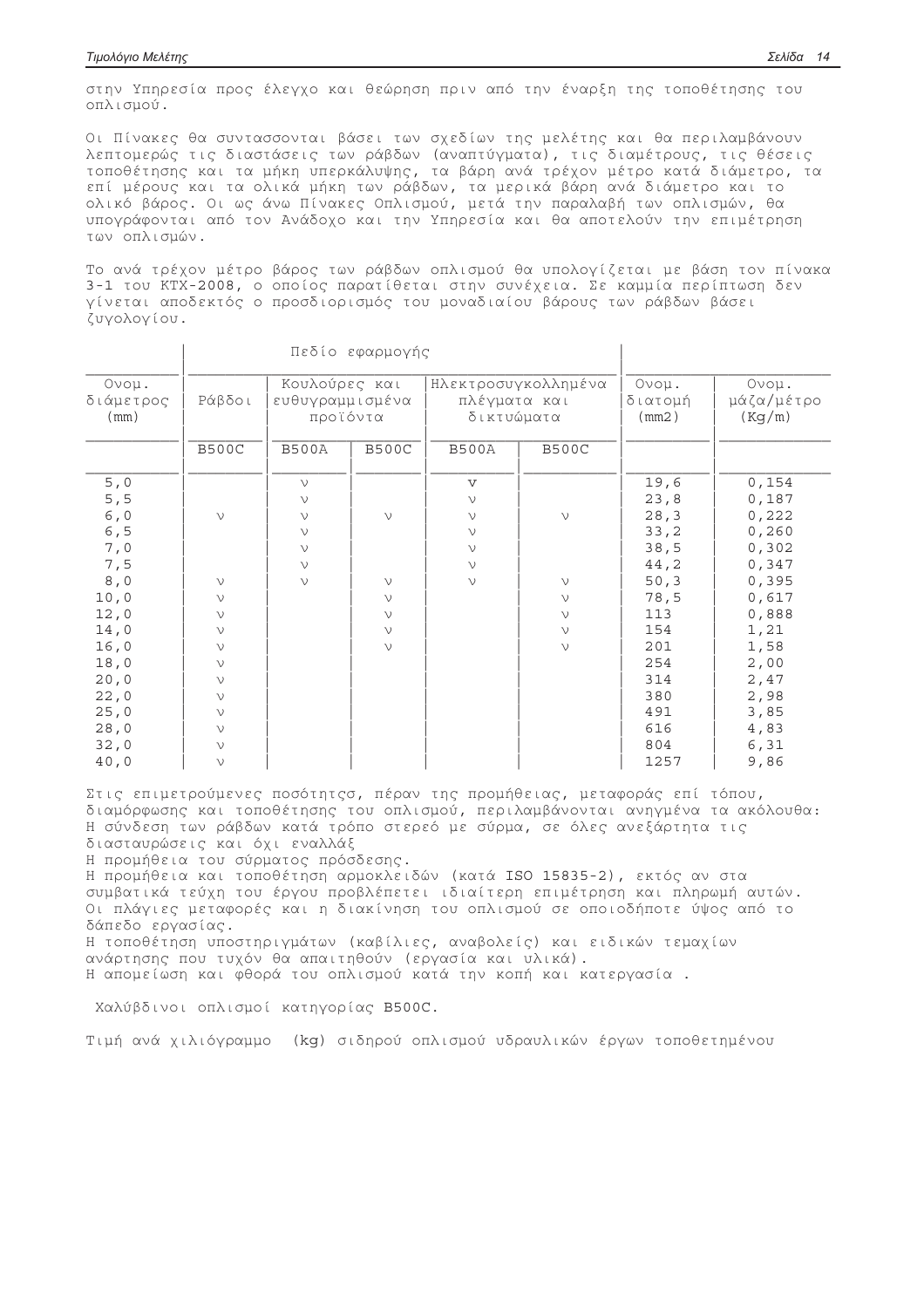στην Υπηρεσία προς έλεγχο και θεώρηση πριν από την έναρξη της τοποθέτησης του οπλισμού.

Οι Πίνακες θα συντασσονται βάσει των σχεδίων της μελέτης και θα περιλαμβάνουν λεπτομερώς τις διαστάσεις των ράβδων (αναπτύγματα), τις διαμέτρους, τις θέσεις τοποθέτησης και τα μήκη υπερκάλυψης, τα βάρη ανά τρέχον μέτρο κατά διάμετρο, τα επί μέρους και τα ολικά μήκη των ράβδων, τα μερικά βάρη ανά διάμετρο και το ολικό βάρος. Οι ως άνω Πίνακες Οπλισμού, μετά την παραλαβή των οπλισμών, θα υπογράφονται από τον Ανάδοχο και την Υπηρεσία και θα αποτελούν την επιμέτρηση των οπλισμών.

Το ανά τρέχον μέτρο βάρος των ράβδων οπλισμού θα υπολογίζεται με βάση τον πίνακα 3-1 του ΚΤΧ-2008, ο οποίος παρατίθεται στην συνέχεια. Σε καμμία περίπτωση δεν γίνεται αποδεκτός ο προσδιορισμός του μοναδιαίου βάρους των ράβδων βάσει ζυγολογίου.

| Ονομ. διάμετρος (mm) | Πεδίο εφαρμογής | | | | | Ονομ. διατομή (mm2) | Ονομ. μάζα/μέτρο (Kg/m) |
|---|---|---|---|---|---|---|---|
| | Ράβδοι | Κουλούρες και ευθυγραμμισμένα προϊόντα | | Ηλεκτροσυγκολλημένα πλέγματα και δικτυώματα | | | |
| | B500C | B500A | B500C | B500A | B500C | | |
| 5,0 | | v | | v | | 19,6 | 0,154 |
| 5,5 | | v | | v | | 23,8 | 0,187 |
| 6,0 | v | v | v | v | v | 28,3 | 0,222 |
| 6,5 | | v | | v | | 33,2 | 0,260 |
| 7,0 | | v | | v | | 38,5 | 0,302 |
| 7,5 | | v | | v | | 44,2 | 0,347 |
| 8,0 | v | v | v | v | v | 50,3 | 0,395 |
| 10,0 | v | | v | | v | 78,5 | 0,617 |
| 12,0 | v | | v | | v | 113 | 0,888 |
| 14,0 | v | | v | | v | 154 | 1,21 |
| 16,0 | v | | v | | v | 201 | 1,58 |
| 18,0 | v | | | | | 254 | 2,00 |
| 20,0 | v | | | | | 314 | 2,47 |
| 22,0 | v | | | | | 380 | 2,98 |
| 25,0 | v | | | | | 491 | 3,85 |
| 28,0 | v | | | | | 616 | 4,83 |
| 32,0 | v | | | | | 804 | 6,31 |
| 40,0 | v | | | | | 1257 | 9,86 |

Στις επιμετρούμενες ποσότητσ, πέραν της προμήθειας, μεταφοράς επί τόπου, διαμόρφωσης και τοποθέτησης του οπλισμού, περιλαμβάνονται ανηγμένα τα ακόλουθα:
Η σύνδεση των ράβδων κατά τρόπο στερεό με σύρμα, σε όλες ανεξάρτητα τις διασταυρώσεις και όχι εναλλάξ
Η προμήθεια του σύρματος πρόσδεσης.
Η προμήθεια και τοποθέτηση αρμοκλειδών (κατά ISO 15835-2), εκτός αν στα συμβατικά τεύχη του έργου προβλέπεται ιδιαίτερη επιμέτρηση και πληρωμή αυτών.
Οι πλάγιες μεταφορές και η διακίνηση του οπλισμού σε οποιοδήποτε ύψος από το δάπεδο εργασίας.
Η τοποθέτηση υποστηριγμάτων (καβίλιες, αναβολείς) και ειδικών τεμαχίων ανάρτησης που τυχόν θα απαιτηθούν (εργασία και υλικά).
Η απομείωση και φθορά του οπλισμού κατά την κοπή και κατεργασία .

Χαλύβδινοι οπλισμοί κατηγορίας B500C.

Τιμή ανά χιλιόγραμμο (kg) σιδηρού οπλισμού υδραυλικών έργων τοποθετημένου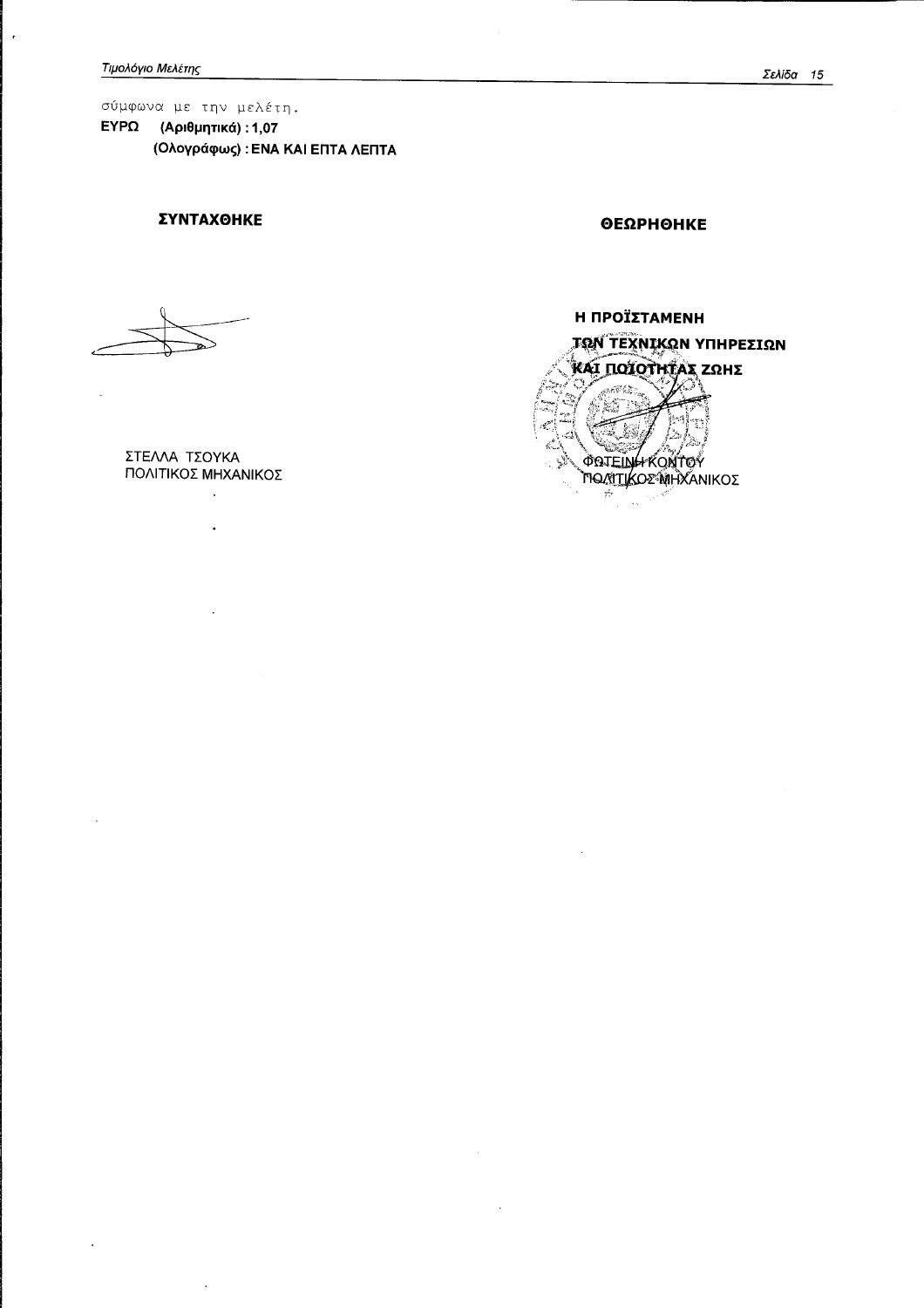σύμφωνα με την μελέτη.

**ΕΥΡΩ (Αριθμητικά) : 1,07**

**(Ολογράφως) : ΕΝΑ ΚΑΙ ΕΠΤΑ ΛΕΠΤΑ**

| **ΣΥΝΤΑΧΘΗΚΕ** | **ΘΕΩΡΗΘΗΚΕ** |
|---|---|
| | **Η ΠΡΟΪΣΤΑΜΕΝΗ ΤΩΝ ΤΕΧΝΙΚΩΝ ΥΠΗΡΕΣΙΩΝ ΚΑΙ ΠΟΙΟΤΗΤΑΣ ΖΩΗΣ** |
| ΣΤΕΛΛΑ ΤΣΟΥΚΑ<br>ΠΟΛΙΤΙΚΟΣ ΜΗΧΑΝΙΚΟΣ | ΦΩΤΕΙΝΗ ΚΟΝΤΟΥ<br>ΠΟΛΙΤΙΚΟΣ ΜΗΧΑΝΙΚΟΣ |